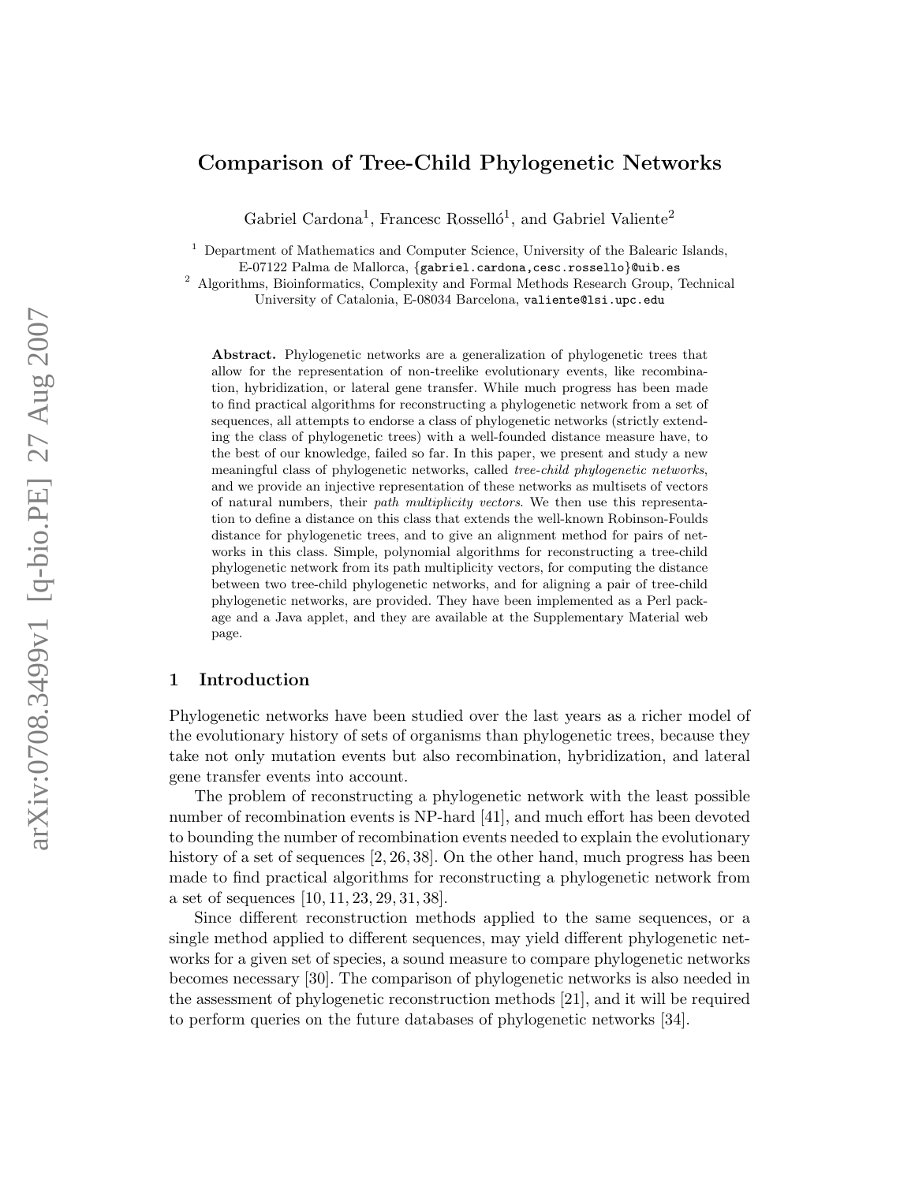# Comparison of Tree-Child Phylogenetic Networks

Gabriel Cardona[1], Francesc Rosselló[1], and Gabriel Valiente[2]

[1] Department of Mathematics and Computer Science, University of the Balearic Islands, E-07122 Palma de Mallorca, {gabriel.cardona,cesc.rossello}@uib.es

[2] Algorithms, Bioinformatics, Complexity and Formal Methods Research Group, Technical University of Catalonia, E-08034 Barcelona, valiente@lsi.upc.edu

**Abstract.** Phylogenetic networks are a generalization of phylogenetic trees that allow for the representation of non-treelike evolutionary events, like recombination, hybridization, or lateral gene transfer. While much progress has been made to find practical algorithms for reconstructing a phylogenetic network from a set of sequences, all attempts to endorse a class of phylogenetic networks (strictly extending the class of phylogenetic trees) with a well-founded distance measure have, to the best of our knowledge, failed so far. In this paper, we present and study a new meaningful class of phylogenetic networks, called *tree-child phylogenetic networks*, and we provide an injective representation of these networks as multisets of vectors of natural numbers, their *path multiplicity vectors*. We then use this representation to define a distance on this class that extends the well-known Robinson-Foulds distance for phylogenetic trees, and to give an alignment method for pairs of networks in this class. Simple, polynomial algorithms for reconstructing a tree-child phylogenetic network from its path multiplicity vectors, for computing the distance between two tree-child phylogenetic networks, and for aligning a pair of tree-child phylogenetic networks, are provided. They have been implemented as a Perl package and a Java applet, and they are available at the Supplementary Material web page.

## 1 Introduction

Phylogenetic networks have been studied over the last years as a richer model of the evolutionary history of sets of organisms than phylogenetic trees, because they take not only mutation events but also recombination, hybridization, and lateral gene transfer events into account.

The problem of reconstructing a phylogenetic network with the least possible number of recombination events is NP-hard [41], and much effort has been devoted to bounding the number of recombination events needed to explain the evolutionary history of a set of sequences [2, 26, 38]. On the other hand, much progress has been made to find practical algorithms for reconstructing a phylogenetic network from a set of sequences [10, 11, 23, 29, 31, 38].

Since different reconstruction methods applied to the same sequences, or a single method applied to different sequences, may yield different phylogenetic networks for a given set of species, a sound measure to compare phylogenetic networks becomes necessary [30]. The comparison of phylogenetic networks is also needed in the assessment of phylogenetic reconstruction methods [21], and it will be required to perform queries on the future databases of phylogenetic networks [34].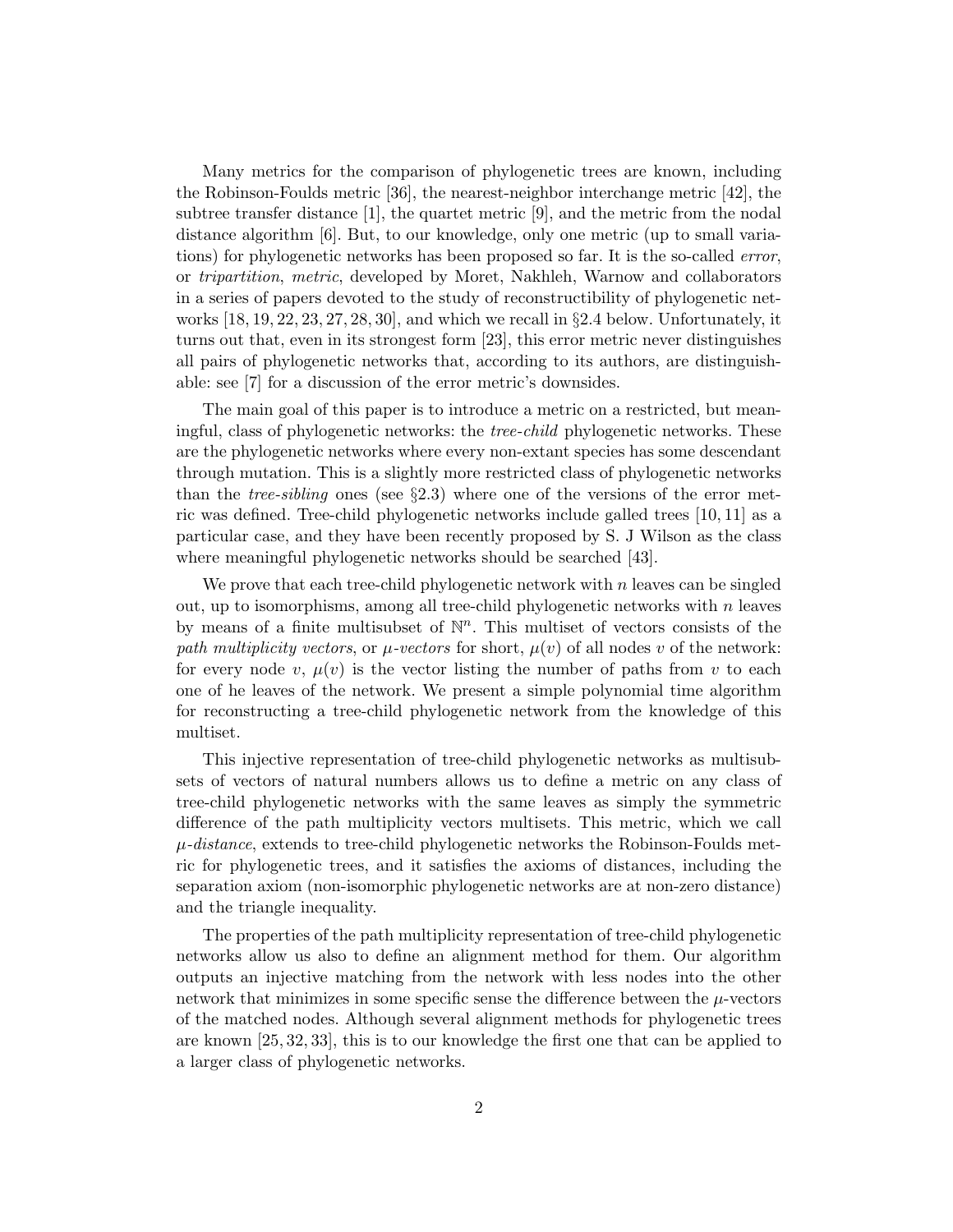Many metrics for the comparison of phylogenetic trees are known, including the Robinson-Foulds metric [36], the nearest-neighbor interchange metric [42], the subtree transfer distance [1], the quartet metric [9], and the metric from the nodal distance algorithm [6]. But, to our knowledge, only one metric (up to small variations) for phylogenetic networks has been proposed so far. It is the so-called *error*, or *tripartition, metric*, developed by Moret, Nakhleh, Warnow and collaborators in a series of papers devoted to the study of reconstructibility of phylogenetic networks [18, 19, 22, 23, 27, 28, 30], and which we recall in §2.4 below. Unfortunately, it turns out that, even in its strongest form [23], this error metric never distinguishes all pairs of phylogenetic networks that, according to its authors, are distinguishable: see [7] for a discussion of the error metric's downsides.

The main goal of this paper is to introduce a metric on a restricted, but meaningful, class of phylogenetic networks: the *tree-child* phylogenetic networks. These are the phylogenetic networks where every non-extant species has some descendant through mutation. This is a slightly more restricted class of phylogenetic networks than the *tree-sibling* ones (see §2.3) where one of the versions of the error metric was defined. Tree-child phylogenetic networks include galled trees [10, 11] as a particular case, and they have been recently proposed by S. J Wilson as the class where meaningful phylogenetic networks should be searched [43].

We prove that each tree-child phylogenetic network with $n$ leaves can be singled out, up to isomorphisms, among all tree-child phylogenetic networks with $n$ leaves by means of a finite multisubset of $\mathbb{N}^n$. This multiset of vectors consists of the *path multiplicity vectors*, or *$\mu$-vectors* for short, $\mu(v)$ of all nodes $v$ of the network: for every node $v$, $\mu(v)$ is the vector listing the number of paths from $v$ to each one of he leaves of the network. We present a simple polynomial time algorithm for reconstructing a tree-child phylogenetic network from the knowledge of this multiset.

This injective representation of tree-child phylogenetic networks as multisubsets of vectors of natural numbers allows us to define a metric on any class of tree-child phylogenetic networks with the same leaves as simply the symmetric difference of the path multiplicity vectors multisets. This metric, which we call *$\mu$-distance*, extends to tree-child phylogenetic networks the Robinson-Foulds metric for phylogenetic trees, and it satisfies the axioms of distances, including the separation axiom (non-isomorphic phylogenetic networks are at non-zero distance) and the triangle inequality.

The properties of the path multiplicity representation of tree-child phylogenetic networks allow us also to define an alignment method for them. Our algorithm outputs an injective matching from the network with less nodes into the other network that minimizes in some specific sense the difference between the $\mu$-vectors of the matched nodes. Although several alignment methods for phylogenetic trees are known [25, 32, 33], this is to our knowledge the first one that can be applied to a larger class of phylogenetic networks.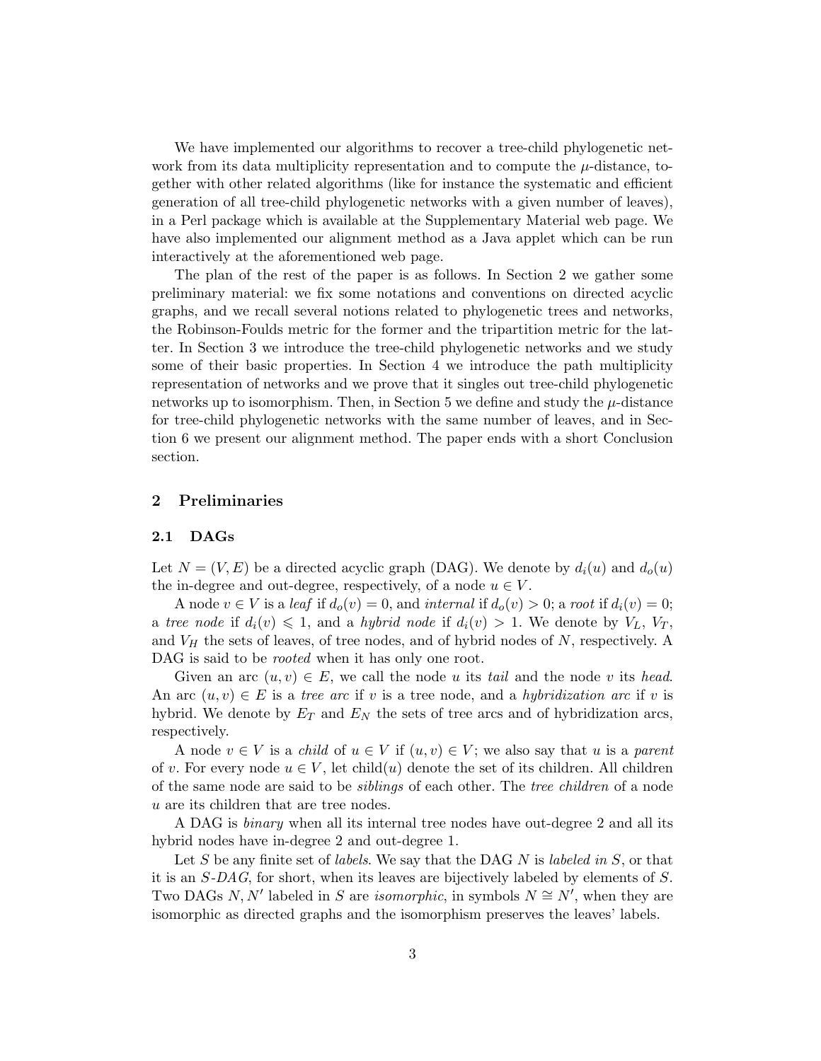We have implemented our algorithms to recover a tree-child phylogenetic network from its data multiplicity representation and to compute the $\mu$-distance, together with other related algorithms (like for instance the systematic and efficient generation of all tree-child phylogenetic networks with a given number of leaves), in a Perl package which is available at the Supplementary Material web page. We have also implemented our alignment method as a Java applet which can be run interactively at the aforementioned web page.

The plan of the rest of the paper is as follows. In Section 2 we gather some preliminary material: we fix some notations and conventions on directed acyclic graphs, and we recall several notions related to phylogenetic trees and networks, the Robinson-Foulds metric for the former and the tripartition metric for the latter. In Section 3 we introduce the tree-child phylogenetic networks and we study some of their basic properties. In Section 4 we introduce the path multiplicity representation of networks and we prove that it singles out tree-child phylogenetic networks up to isomorphism. Then, in Section 5 we define and study the $\mu$-distance for tree-child phylogenetic networks with the same number of leaves, and in Section 6 we present our alignment method. The paper ends with a short Conclusion section.

## 2 Preliminaries

### 2.1 DAGs

Let $N = (V, E)$ be a directed acyclic graph (DAG). We denote by $d_i(u)$ and $d_o(u)$ the in-degree and out-degree, respectively, of a node $u \in V$.

A node $v \in V$ is a *leaf* if $d_o(v) = 0$, and *internal* if $d_o(v) > 0$; a *root* if $d_i(v) = 0$; a *tree node* if $d_i(v) \leqslant 1$, and a *hybrid node* if $d_i(v) > 1$. We denote by $V_L$, $V_T$, and $V_H$ the sets of leaves, of tree nodes, and of hybrid nodes of $N$, respectively. A DAG is said to be *rooted* when it has only one root.

Given an arc $(u, v) \in E$, we call the node $u$ its *tail* and the node $v$ its *head*. An arc $(u, v) \in E$ is a *tree arc* if $v$ is a tree node, and a *hybridization arc* if $v$ is hybrid. We denote by $E_T$ and $E_N$ the sets of tree arcs and of hybridization arcs, respectively.

A node $v \in V$ is a *child* of $u \in V$ if $(u, v) \in V$; we also say that $u$ is a *parent* of $v$. For every node $u \in V$, let $\text{child}(u)$ denote the set of its children. All children of the same node are said to be *siblings* of each other. The *tree children* of a node $u$ are its children that are tree nodes.

A DAG is *binary* when all its internal tree nodes have out-degree 2 and all its hybrid nodes have in-degree 2 and out-degree 1.

Let $S$ be any finite set of *labels*. We say that the DAG $N$ is *labeled in* $S$, or that it is an *$S$-DAG*, for short, when its leaves are bijectively labeled by elements of $S$. Two DAGs $N, N'$ labeled in $S$ are *isomorphic*, in symbols $N \cong N'$, when they are isomorphic as directed graphs and the isomorphism preserves the leaves' labels.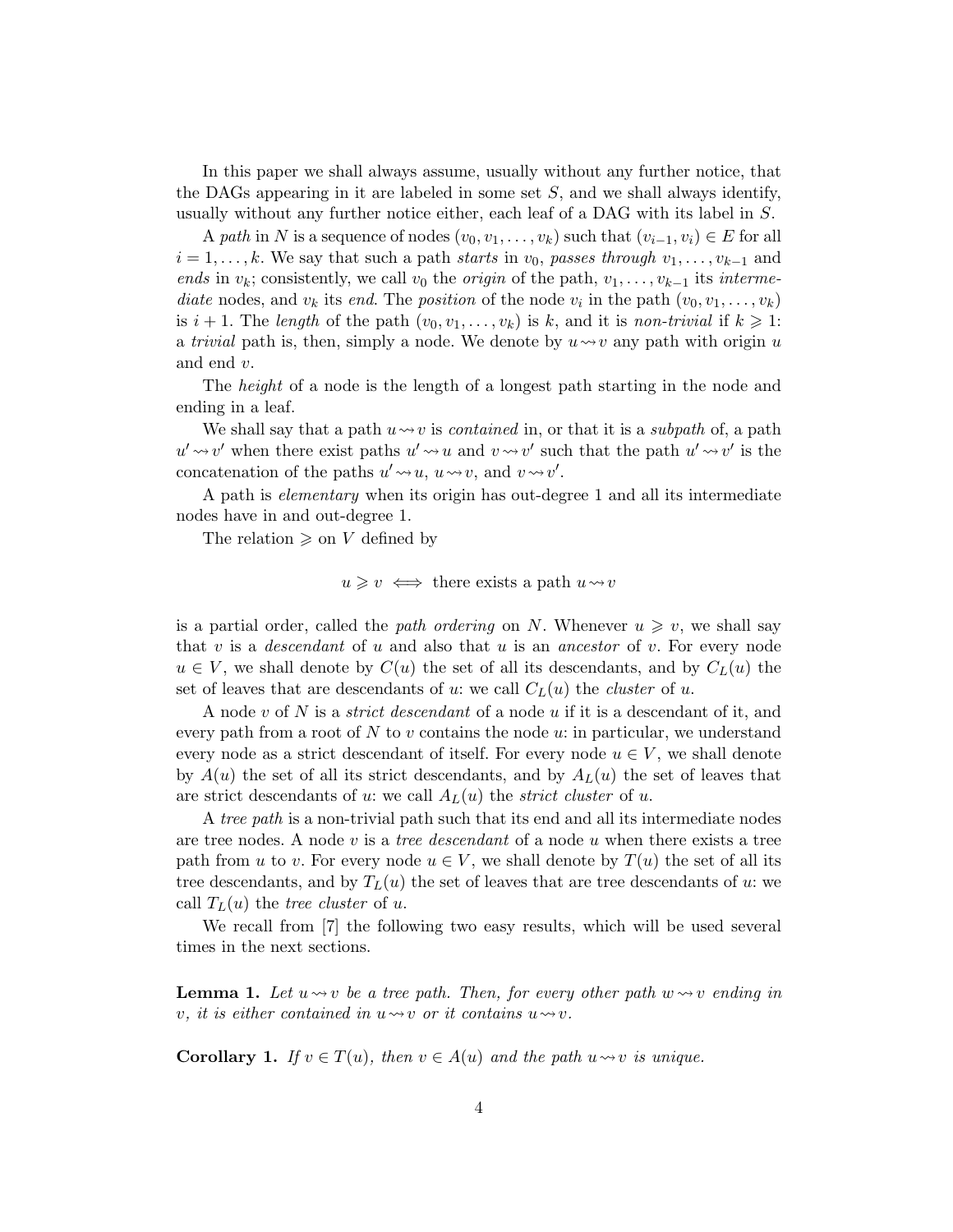In this paper we shall always assume, usually without any further notice, that the DAGs appearing in it are labeled in some set $S$, and we shall always identify, usually without any further notice either, each leaf of a DAG with its label in $S$.

A *path* in $N$ is a sequence of nodes $(v_0, v_1, \ldots, v_k)$ such that $(v_{i-1}, v_i) \in E$ for all $i = 1, \ldots, k$. We say that such a path *starts* in $v_0$, *passes through* $v_1, \ldots, v_{k-1}$ and *ends* in $v_k$; consistently, we call $v_0$ the *origin* of the path, $v_1, \ldots, v_{k-1}$ its *intermediate* nodes, and $v_k$ its *end*. The *position* of the node $v_i$ in the path $(v_0, v_1, \ldots, v_k)$ is $i+1$. The *length* of the path $(v_0, v_1, \ldots, v_k)$ is $k$, and it is *non-trivial* if $k \geqslant 1$: a *trivial* path is, then, simply a node. We denote by $u \rightsquigarrow v$ any path with origin $u$ and end $v$.

The *height* of a node is the length of a longest path starting in the node and ending in a leaf.

We shall say that a path $u \rightsquigarrow v$ is *contained* in, or that it is a *subpath* of, a path $u' \rightsquigarrow v'$ when there exist paths $u' \rightsquigarrow u$ and $v \rightsquigarrow v'$ such that the path $u' \rightsquigarrow v'$ is the concatenation of the paths $u' \rightsquigarrow u$, $u \rightsquigarrow v$, and $v \rightsquigarrow v'$.

A path is *elementary* when its origin has out-degree 1 and all its intermediate nodes have in and out-degree 1.

The relation $\geqslant$ on $V$ defined by

$$u \geqslant v \iff \text{there exists a path } u \rightsquigarrow v$$

is a partial order, called the *path ordering* on $N$. Whenever $u \geqslant v$, we shall say that $v$ is a *descendant* of $u$ and also that $u$ is an *ancestor* of $v$. For every node $u \in V$, we shall denote by $C(u)$ the set of all its descendants, and by $C_L(u)$ the set of leaves that are descendants of $u$: we call $C_L(u)$ the *cluster* of $u$.

A node $v$ of $N$ is a *strict descendant* of a node $u$ if it is a descendant of it, and every path from a root of $N$ to $v$ contains the node $u$: in particular, we understand every node as a strict descendant of itself. For every node $u \in V$, we shall denote by $A(u)$ the set of all its strict descendants, and by $A_L(u)$ the set of leaves that are strict descendants of $u$: we call $A_L(u)$ the *strict cluster* of $u$.

A *tree path* is a non-trivial path such that its end and all its intermediate nodes are tree nodes. A node $v$ is a *tree descendant* of a node $u$ when there exists a tree path from $u$ to $v$. For every node $u \in V$, we shall denote by $T(u)$ the set of all its tree descendants, and by $T_L(u)$ the set of leaves that are tree descendants of $u$: we call $T_L(u)$ the *tree cluster* of $u$.

We recall from [7] the following two easy results, which will be used several times in the next sections.

**Lemma 1.** *Let $u \rightsquigarrow v$ be a tree path. Then, for every other path $w \rightsquigarrow v$ ending in $v$, it is either contained in $u \rightsquigarrow v$ or it contains $u \rightsquigarrow v$.*

**Corollary 1.** *If $v \in T(u)$, then $v \in A(u)$ and the path $u \rightsquigarrow v$ is unique.*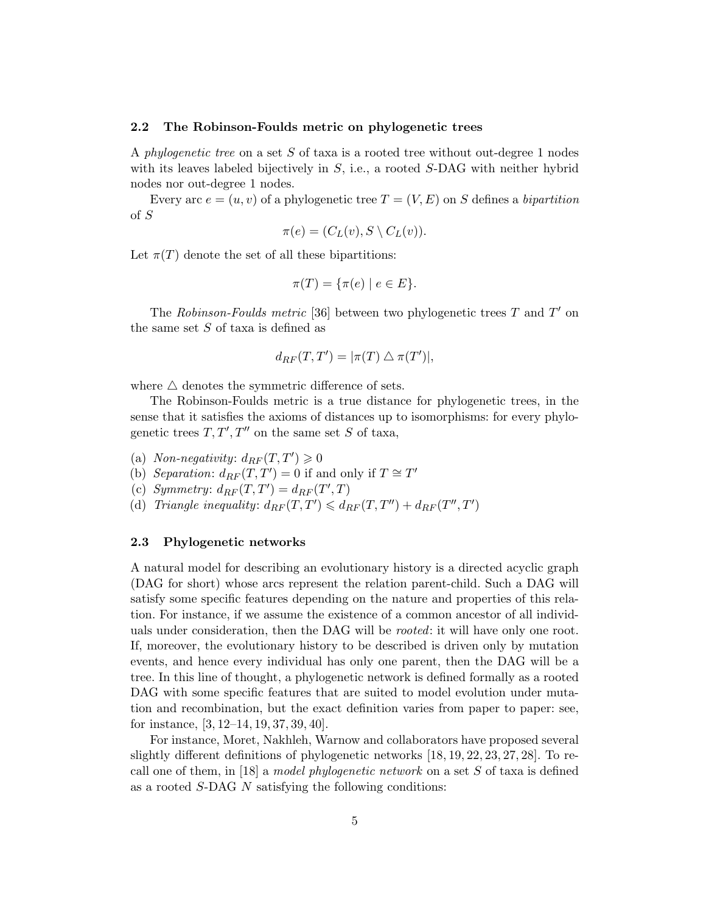### 2.2 The Robinson-Foulds metric on phylogenetic trees

A *phylogenetic tree* on a set $S$ of taxa is a rooted tree without out-degree 1 nodes with its leaves labeled bijectively in $S$, i.e., a rooted $S$-DAG with neither hybrid nodes nor out-degree 1 nodes.

Every arc $e = (u, v)$ of a phylogenetic tree $T = (V, E)$ on $S$ defines a *bipartition* of $S$

$$\pi(e) = (C_L(v), S \setminus C_L(v)).$$

Let $\pi(T)$ denote the set of all these bipartitions:

$$\pi(T) = \{\pi(e) \mid e \in E\}.$$

The *Robinson-Foulds metric* [36] between two phylogenetic trees $T$ and $T'$ on the same set $S$ of taxa is defined as

$$d_{RF}(T, T') = |\pi(T) \triangle \pi(T')|,$$

where $\triangle$ denotes the symmetric difference of sets.

The Robinson-Foulds metric is a true distance for phylogenetic trees, in the sense that it satisfies the axioms of distances up to isomorphisms: for every phylogenetic trees $T, T', T''$ on the same set $S$ of taxa,

(a) *Non-negativity*: $d_{RF}(T, T') \geqslant 0$
(b) *Separation*: $d_{RF}(T, T') = 0$ if and only if $T \cong T'$
(c) *Symmetry*: $d_{RF}(T, T') = d_{RF}(T', T)$
(d) *Triangle inequality*: $d_{RF}(T, T') \leqslant d_{RF}(T, T'') + d_{RF}(T'', T')$

### 2.3 Phylogenetic networks

A natural model for describing an evolutionary history is a directed acyclic graph (DAG for short) whose arcs represent the relation parent-child. Such a DAG will satisfy some specific features depending on the nature and properties of this relation. For instance, if we assume the existence of a common ancestor of all individuals under consideration, then the DAG will be *rooted*: it will have only one root. If, moreover, the evolutionary history to be described is driven only by mutation events, and hence every individual has only one parent, then the DAG will be a tree. In this line of thought, a phylogenetic network is defined formally as a rooted DAG with some specific features that are suited to model evolution under mutation and recombination, but the exact definition varies from paper to paper: see, for instance, [3, 12–14, 19, 37, 39, 40].

For instance, Moret, Nakhleh, Warnow and collaborators have proposed several slightly different definitions of phylogenetic networks [18, 19, 22, 23, 27, 28]. To recall one of them, in [18] a *model phylogenetic network* on a set $S$ of taxa is defined as a rooted $S$-DAG $N$ satisfying the following conditions: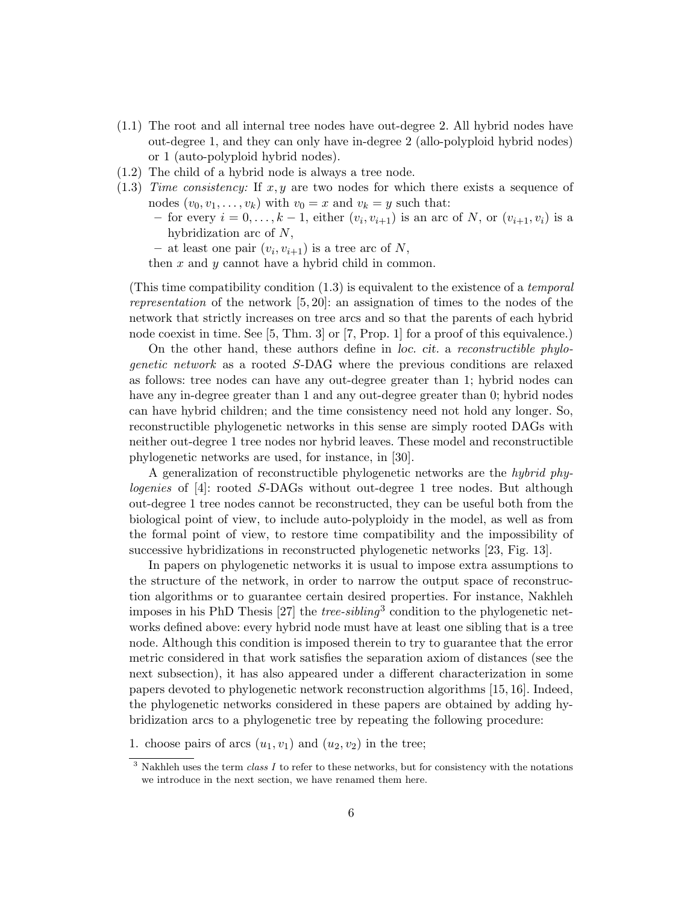(1.1) The root and all internal tree nodes have out-degree 2. All hybrid nodes have out-degree 1, and they can only have in-degree 2 (allo-polyploid hybrid nodes) or 1 (auto-polyploid hybrid nodes).

(1.2) The child of a hybrid node is always a tree node.

(1.3) *Time consistency:* If $x, y$ are two nodes for which there exists a sequence of nodes $(v_0, v_1, \ldots, v_k)$ with $v_0 = x$ and $v_k = y$ such that:
- for every $i = 0, \ldots, k-1$, either $(v_i, v_{i+1})$ is an arc of $N$, or $(v_{i+1}, v_i)$ is a hybridization arc of $N$,
- at least one pair $(v_i, v_{i+1})$ is a tree arc of $N$,

then $x$ and $y$ cannot have a hybrid child in common.

(This time compatibility condition (1.3) is equivalent to the existence of a *temporal representation* of the network [5, 20]: an assignation of times to the nodes of the network that strictly increases on tree arcs and so that the parents of each hybrid node coexist in time. See [5, Thm. 3] or [7, Prop. 1] for a proof of this equivalence.)

On the other hand, these authors define in *loc. cit.* a *reconstructible phylogenetic network* as a rooted $S$-DAG where the previous conditions are relaxed as follows: tree nodes can have any out-degree greater than 1; hybrid nodes can have any in-degree greater than 1 and any out-degree greater than 0; hybrid nodes can have hybrid children; and the time consistency need not hold any longer. So, reconstructible phylogenetic networks in this sense are simply rooted DAGs with neither out-degree 1 tree nodes nor hybrid leaves. These model and reconstructible phylogenetic networks are used, for instance, in [30].

A generalization of reconstructible phylogenetic networks are the *hybrid phylogenies* of [4]: rooted $S$-DAGs without out-degree 1 tree nodes. But although out-degree 1 tree nodes cannot be reconstructed, they can be useful both from the biological point of view, to include auto-polyploidy in the model, as well as from the formal point of view, to restore time compatibility and the impossibility of successive hybridizations in reconstructed phylogenetic networks [23, Fig. 13].

In papers on phylogenetic networks it is usual to impose extra assumptions to the structure of the network, in order to narrow the output space of reconstruction algorithms or to guarantee certain desired properties. For instance, Nakhleh imposes in his PhD Thesis [27] the *tree-sibling*[3] condition to the phylogenetic networks defined above: every hybrid node must have at least one sibling that is a tree node. Although this condition is imposed therein to try to guarantee that the error metric considered in that work satisfies the separation axiom of distances (see the next subsection), it has also appeared under a different characterization in some papers devoted to phylogenetic network reconstruction algorithms [15, 16]. Indeed, the phylogenetic networks considered in these papers are obtained by adding hybridization arcs to a phylogenetic tree by repeating the following procedure:

1. choose pairs of arcs $(u_1, v_1)$ and $(u_2, v_2)$ in the tree;

[3] Nakhleh uses the term *class I* to refer to these networks, but for consistency with the notations we introduce in the next section, we have renamed them here.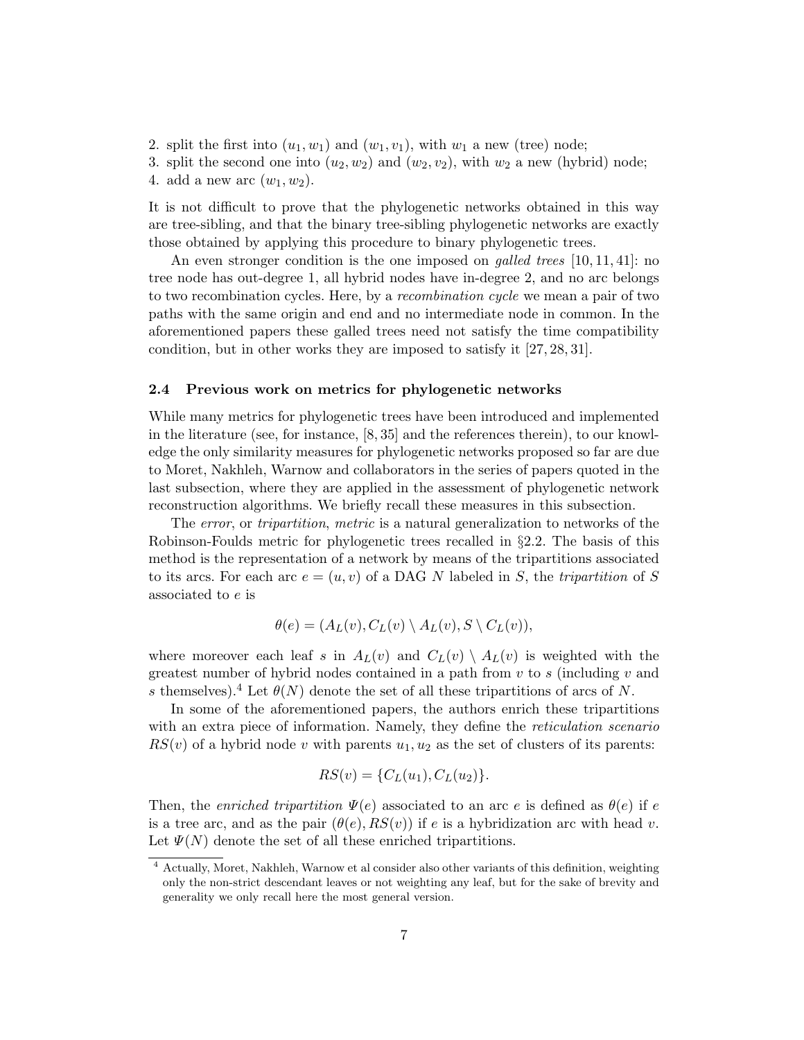2. split the first into $(u_1, w_1)$ and $(w_1, v_1)$, with $w_1$ a new (tree) node;
3. split the second one into $(u_2, w_2)$ and $(w_2, v_2)$, with $w_2$ a new (hybrid) node;
4. add a new arc $(w_1, w_2)$.

It is not difficult to prove that the phylogenetic networks obtained in this way are tree-sibling, and that the binary tree-sibling phylogenetic networks are exactly those obtained by applying this procedure to binary phylogenetic trees.

An even stronger condition is the one imposed on *galled trees* [10, 11, 41]: no tree node has out-degree 1, all hybrid nodes have in-degree 2, and no arc belongs to two recombination cycles. Here, by a *recombination cycle* we mean a pair of two paths with the same origin and end and no intermediate node in common. In the aforementioned papers these galled trees need not satisfy the time compatibility condition, but in other works they are imposed to satisfy it [27, 28, 31].

### 2.4 Previous work on metrics for phylogenetic networks

While many metrics for phylogenetic trees have been introduced and implemented in the literature (see, for instance, [8, 35] and the references therein), to our knowledge the only similarity measures for phylogenetic networks proposed so far are due to Moret, Nakhleh, Warnow and collaborators in the series of papers quoted in the last subsection, where they are applied in the assessment of phylogenetic network reconstruction algorithms. We briefly recall these measures in this subsection.

The *error*, or *tripartition*, *metric* is a natural generalization to networks of the Robinson-Foulds metric for phylogenetic trees recalled in §2.2. The basis of this method is the representation of a network by means of the tripartitions associated to its arcs. For each arc $e = (u, v)$ of a DAG $N$ labeled in $S$, the *tripartition* of $S$ associated to $e$ is

$$\theta(e) = (A_L(v), C_L(v) \setminus A_L(v), S \setminus C_L(v)),$$

where moreover each leaf $s$ in $A_L(v)$ and $C_L(v) \setminus A_L(v)$ is weighted with the greatest number of hybrid nodes contained in a path from $v$ to $s$ (including $v$ and $s$ themselves).[4] Let $\theta(N)$ denote the set of all these tripartitions of arcs of $N$.

In some of the aforementioned papers, the authors enrich these tripartitions with an extra piece of information. Namely, they define the *reticulation scenario* $RS(v)$ of a hybrid node $v$ with parents $u_1, u_2$ as the set of clusters of its parents:

$$RS(v) = \{C_L(u_1), C_L(u_2)\}.$$

Then, the *enriched tripartition* $\Psi(e)$ associated to an arc $e$ is defined as $\theta(e)$ if $e$ is a tree arc, and as the pair $(\theta(e), RS(v))$ if $e$ is a hybridization arc with head $v$. Let $\Psi(N)$ denote the set of all these enriched tripartitions.

[4] Actually, Moret, Nakhleh, Warnow et al consider also other variants of this definition, weighting only the non-strict descendant leaves or not weighting any leaf, but for the sake of brevity and generality we only recall here the most general version.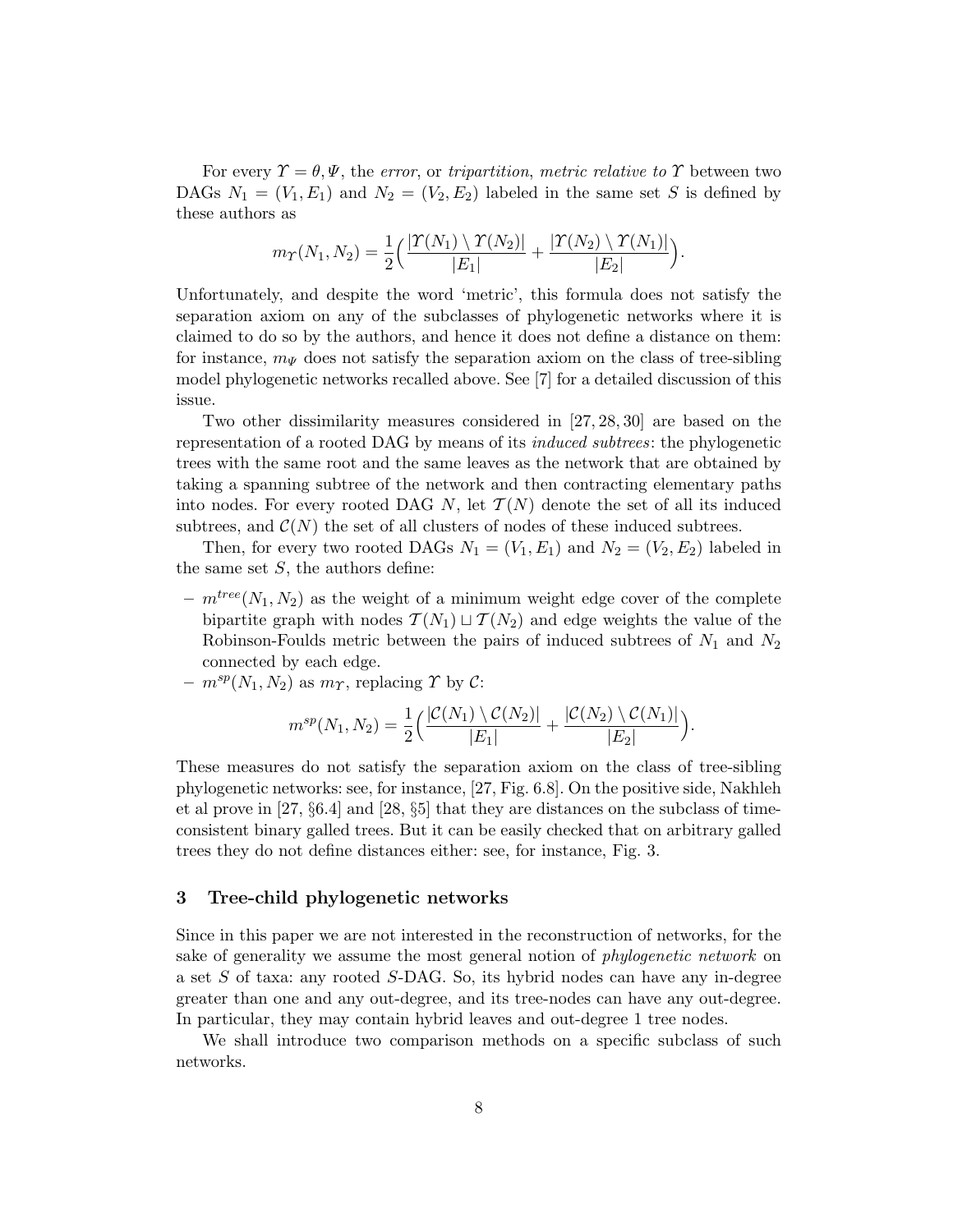For every $\Upsilon = \theta, \Psi$, the *error*, or *tripartition*, *metric relative to* $\Upsilon$ between two DAGs $N_1 = (V_1, E_1)$ and $N_2 = (V_2, E_2)$ labeled in the same set $S$ is defined by these authors as

$$m_\Upsilon(N_1, N_2) = \frac{1}{2}\Big(\frac{|\Upsilon(N_1) \setminus \Upsilon(N_2)|}{|E_1|} + \frac{|\Upsilon(N_2) \setminus \Upsilon(N_1)|}{|E_2|}\Big).$$

Unfortunately, and despite the word 'metric', this formula does not satisfy the separation axiom on any of the subclasses of phylogenetic networks where it is claimed to do so by the authors, and hence it does not define a distance on them: for instance, $m_\Psi$ does not satisfy the separation axiom on the class of tree-sibling model phylogenetic networks recalled above. See [7] for a detailed discussion of this issue.

Two other dissimilarity measures considered in [27, 28, 30] are based on the representation of a rooted DAG by means of its *induced subtrees*: the phylogenetic trees with the same root and the same leaves as the network that are obtained by taking a spanning subtree of the network and then contracting elementary paths into nodes. For every rooted DAG $N$, let $\mathcal{T}(N)$ denote the set of all its induced subtrees, and $\mathcal{C}(N)$ the set of all clusters of nodes of these induced subtrees.

Then, for every two rooted DAGs $N_1 = (V_1, E_1)$ and $N_2 = (V_2, E_2)$ labeled in the same set $S$, the authors define:

- $m^{tree}(N_1, N_2)$ as the weight of a minimum weight edge cover of the complete bipartite graph with nodes $\mathcal{T}(N_1) \sqcup \mathcal{T}(N_2)$ and edge weights the value of the Robinson-Foulds metric between the pairs of induced subtrees of $N_1$ and $N_2$ connected by each edge.
- $m^{sp}(N_1, N_2)$ as $m_\Upsilon$, replacing $\Upsilon$ by $\mathcal{C}$:

$$m^{sp}(N_1, N_2) = \frac{1}{2}\Big(\frac{|\mathcal{C}(N_1) \setminus \mathcal{C}(N_2)|}{|E_1|} + \frac{|\mathcal{C}(N_2) \setminus \mathcal{C}(N_1)|}{|E_2|}\Big).$$

These measures do not satisfy the separation axiom on the class of tree-sibling phylogenetic networks: see, for instance, [27, Fig. 6.8]. On the positive side, Nakhleh et al prove in [27, §6.4] and [28, §5] that they are distances on the subclass of time-consistent binary galled trees. But it can be easily checked that on arbitrary galled trees they do not define distances either: see, for instance, Fig. 3.

## 3 Tree-child phylogenetic networks

Since in this paper we are not interested in the reconstruction of networks, for the sake of generality we assume the most general notion of *phylogenetic network* on a set $S$ of taxa: any rooted $S$-DAG. So, its hybrid nodes can have any in-degree greater than one and any out-degree, and its tree-nodes can have any out-degree. In particular, they may contain hybrid leaves and out-degree 1 tree nodes.

We shall introduce two comparison methods on a specific subclass of such networks.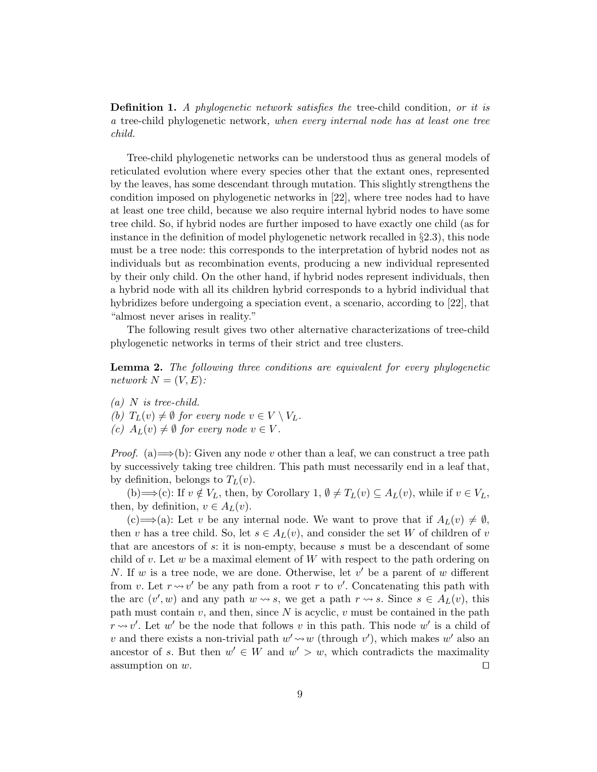**Definition 1.** *A phylogenetic network satisfies the* tree-child condition*, or it is a* tree-child phylogenetic network*, when every internal node has at least one tree child.*

Tree-child phylogenetic networks can be understood thus as general models of reticulated evolution where every species other that the extant ones, represented by the leaves, has some descendant through mutation. This slightly strengthens the condition imposed on phylogenetic networks in [22], where tree nodes had to have at least one tree child, because we also require internal hybrid nodes to have some tree child. So, if hybrid nodes are further imposed to have exactly one child (as for instance in the definition of model phylogenetic network recalled in §2.3), this node must be a tree node: this corresponds to the interpretation of hybrid nodes not as individuals but as recombination events, producing a new individual represented by their only child. On the other hand, if hybrid nodes represent individuals, then a hybrid node with all its children hybrid corresponds to a hybrid individual that hybridizes before undergoing a speciation event, a scenario, according to [22], that "almost never arises in reality."

The following result gives two other alternative characterizations of tree-child phylogenetic networks in terms of their strict and tree clusters.

**Lemma 2.** *The following three conditions are equivalent for every phylogenetic network $N = (V, E)$:*

*(a) $N$ is tree-child.*
*(b) $T_L(v) \neq \emptyset$ for every node $v \in V \setminus V_L$.*
*(c) $A_L(v) \neq \emptyset$ for every node $v \in V$.*

*Proof.* (a)$\Longrightarrow$(b): Given any node $v$ other than a leaf, we can construct a tree path by successively taking tree children. This path must necessarily end in a leaf that, by definition, belongs to $T_L(v)$.

(b)$\Longrightarrow$(c): If $v \notin V_L$, then, by Corollary 1, $\emptyset \neq T_L(v) \subseteq A_L(v)$, while if $v \in V_L$, then, by definition, $v \in A_L(v)$.

(c)$\Longrightarrow$(a): Let $v$ be any internal node. We want to prove that if $A_L(v) \neq \emptyset$, then $v$ has a tree child. So, let $s \in A_L(v)$, and consider the set $W$ of children of $v$ that are ancestors of $s$: it is non-empty, because $s$ must be a descendant of some child of $v$. Let $w$ be a maximal element of $W$ with respect to the path ordering on $N$. If $w$ is a tree node, we are done. Otherwise, let $v'$ be a parent of $w$ different from $v$. Let $r \rightsquigarrow v'$ be any path from a root $r$ to $v'$. Concatenating this path with the arc $(v', w)$ and any path $w \rightsquigarrow s$, we get a path $r \rightsquigarrow s$. Since $s \in A_L(v)$, this path must contain $v$, and then, since $N$ is acyclic, $v$ must be contained in the path $r \rightsquigarrow v'$. Let $w'$ be the node that follows $v$ in this path. This node $w'$ is a child of $v$ and there exists a non-trivial path $w' \rightsquigarrow w$ (through $v'$), which makes $w'$ also an ancestor of $s$. But then $w' \in W$ and $w' > w$, which contradicts the maximality assumption on $w$. $\square$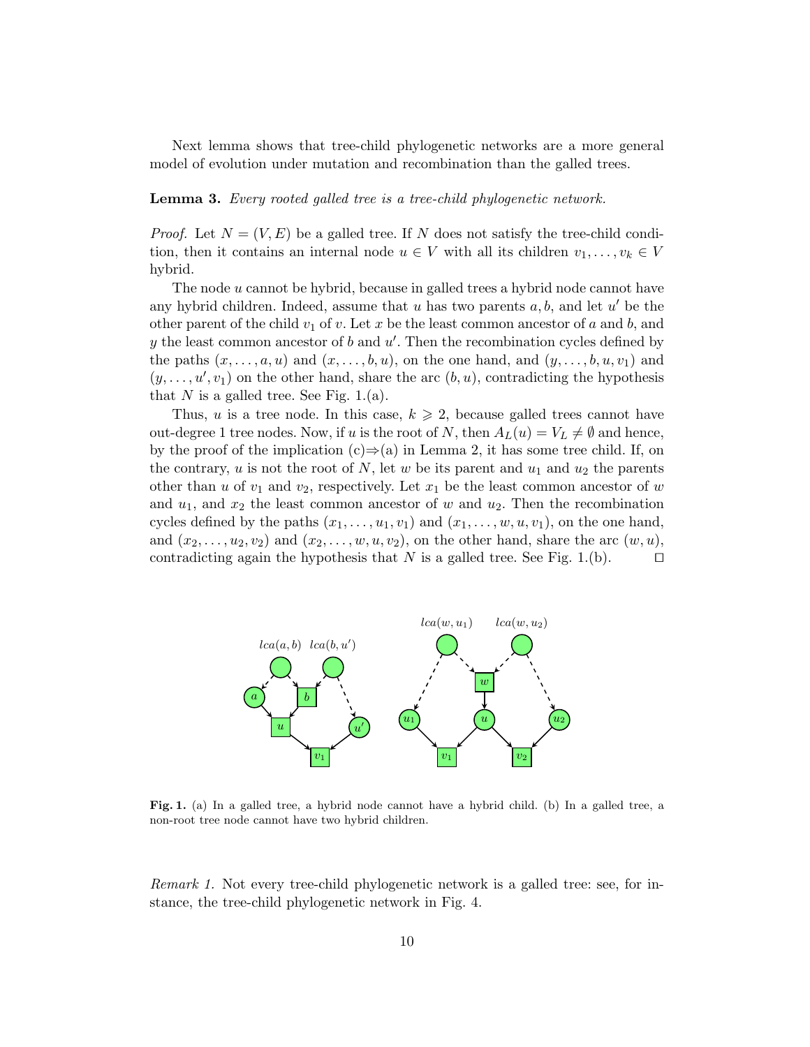Next lemma shows that tree-child phylogenetic networks are a more general model of evolution under mutation and recombination than the galled trees.

**Lemma 3.** *Every rooted galled tree is a tree-child phylogenetic network.*

*Proof.* Let $N = (V, E)$ be a galled tree. If $N$ does not satisfy the tree-child condition, then it contains an internal node $u \in V$ with all its children $v_1, \ldots, v_k \in V$ hybrid.

The node $u$ cannot be hybrid, because in galled trees a hybrid node cannot have any hybrid children. Indeed, assume that $u$ has two parents $a, b$, and let $u'$ be the other parent of the child $v_1$ of $v$. Let $x$ be the least common ancestor of $a$ and $b$, and $y$ the least common ancestor of $b$ and $u'$. Then the recombination cycles defined by the paths $(x, \ldots, a, u)$ and $(x, \ldots, b, u)$, on the one hand, and $(y, \ldots, b, u, v_1)$ and $(y, \ldots, u', v_1)$ on the other hand, share the arc $(b, u)$, contradicting the hypothesis that $N$ is a galled tree. See Fig. 1.(a).

Thus, $u$ is a tree node. In this case, $k \geqslant 2$, because galled trees cannot have out-degree 1 tree nodes. Now, if $u$ is the root of $N$, then $A_L(u) = V_L \neq \emptyset$ and hence, by the proof of the implication (c)$\Rightarrow$(a) in Lemma 2, it has some tree child. If, on the contrary, $u$ is not the root of $N$, let $w$ be its parent and $u_1$ and $u_2$ the parents other than $u$ of $v_1$ and $v_2$, respectively. Let $x_1$ be the least common ancestor of $w$ and $u_1$, and $x_2$ the least common ancestor of $w$ and $u_2$. Then the recombination cycles defined by the paths $(x_1, \ldots, u_1, v_1)$ and $(x_1, \ldots, w, u, v_1)$, on the one hand, and $(x_2, \ldots, u_2, v_2)$ and $(x_2, \ldots, w, u, v_2)$, on the other hand, share the arc $(w, u)$, contradicting again the hypothesis that $N$ is a galled tree. See Fig. 1.(b). ☐

**Fig. 1.** (a) In a galled tree, a hybrid node cannot have a hybrid child. (b) In a galled tree, a non-root tree node cannot have two hybrid children.

*Remark 1.* Not every tree-child phylogenetic network is a galled tree: see, for instance, the tree-child phylogenetic network in Fig. 4.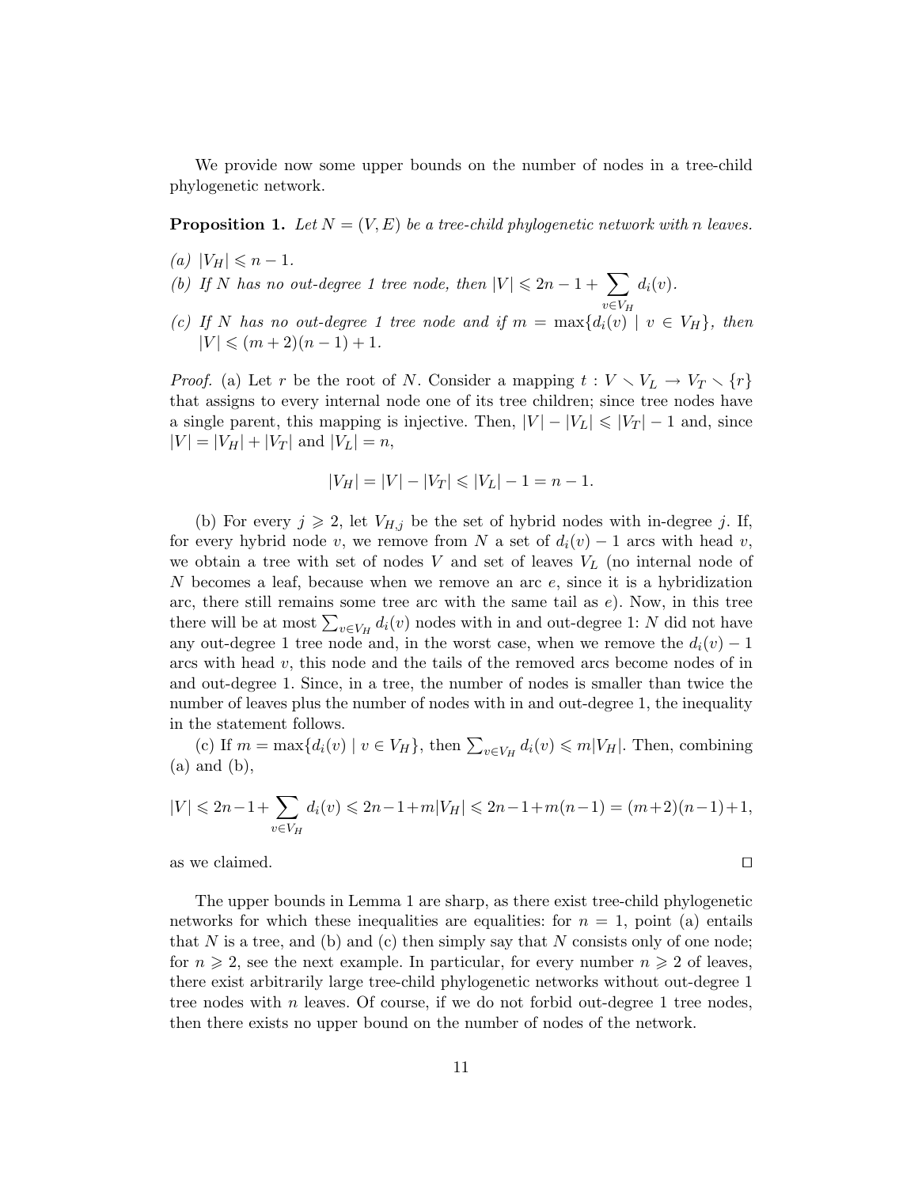We provide now some upper bounds on the number of nodes in a tree-child phylogenetic network.

**Proposition 1.** *Let $N = (V, E)$ be a tree-child phylogenetic network with n leaves.*

*(a) $|V_H| \leqslant n - 1$.*

*(b) If N has no out-degree 1 tree node, then $|V| \leqslant 2n - 1 + \sum_{v \in V_H} d_i(v)$.*

*(c) If N has no out-degree 1 tree node and if $m = \max\{d_i(v) \mid v \in V_H\}$, then $|V| \leqslant (m + 2)(n - 1) + 1$.*

*Proof.* (a) Let $r$ be the root of $N$. Consider a mapping $t : V \setminus V_L \to V_T \setminus \{r\}$ that assigns to every internal node one of its tree children; since tree nodes have a single parent, this mapping is injective. Then, $|V| - |V_L| \leqslant |V_T| - 1$ and, since $|V| = |V_H| + |V_T|$ and $|V_L| = n$,

$$|V_H| = |V| - |V_T| \leqslant |V_L| - 1 = n - 1.$$

(b) For every $j \geqslant 2$, let $V_{H,j}$ be the set of hybrid nodes with in-degree $j$. If, for every hybrid node $v$, we remove from $N$ a set of $d_i(v) - 1$ arcs with head $v$, we obtain a tree with set of nodes $V$ and set of leaves $V_L$ (no internal node of $N$ becomes a leaf, because when we remove an arc $e$, since it is a hybridization arc, there still remains some tree arc with the same tail as $e$). Now, in this tree there will be at most $\sum_{v \in V_H} d_i(v)$ nodes with in and out-degree 1: $N$ did not have any out-degree 1 tree node and, in the worst case, when we remove the $d_i(v) - 1$ arcs with head $v$, this node and the tails of the removed arcs become nodes of in and out-degree 1. Since, in a tree, the number of nodes is smaller than twice the number of leaves plus the number of nodes with in and out-degree 1, the inequality in the statement follows.

(c) If $m = \max\{d_i(v) \mid v \in V_H\}$, then $\sum_{v \in V_H} d_i(v) \leqslant m|V_H|$. Then, combining (a) and (b),

$$|V| \leqslant 2n - 1 + \sum_{v \in V_H} d_i(v) \leqslant 2n - 1 + m|V_H| \leqslant 2n - 1 + m(n - 1) = (m + 2)(n - 1) + 1,$$

as we claimed. □

The upper bounds in Lemma 1 are sharp, as there exist tree-child phylogenetic networks for which these inequalities are equalities: for $n = 1$, point (a) entails that $N$ is a tree, and (b) and (c) then simply say that $N$ consists only of one node; for $n \geqslant 2$, see the next example. In particular, for every number $n \geqslant 2$ of leaves, there exist arbitrarily large tree-child phylogenetic networks without out-degree 1 tree nodes with $n$ leaves. Of course, if we do not forbid out-degree 1 tree nodes, then there exists no upper bound on the number of nodes of the network.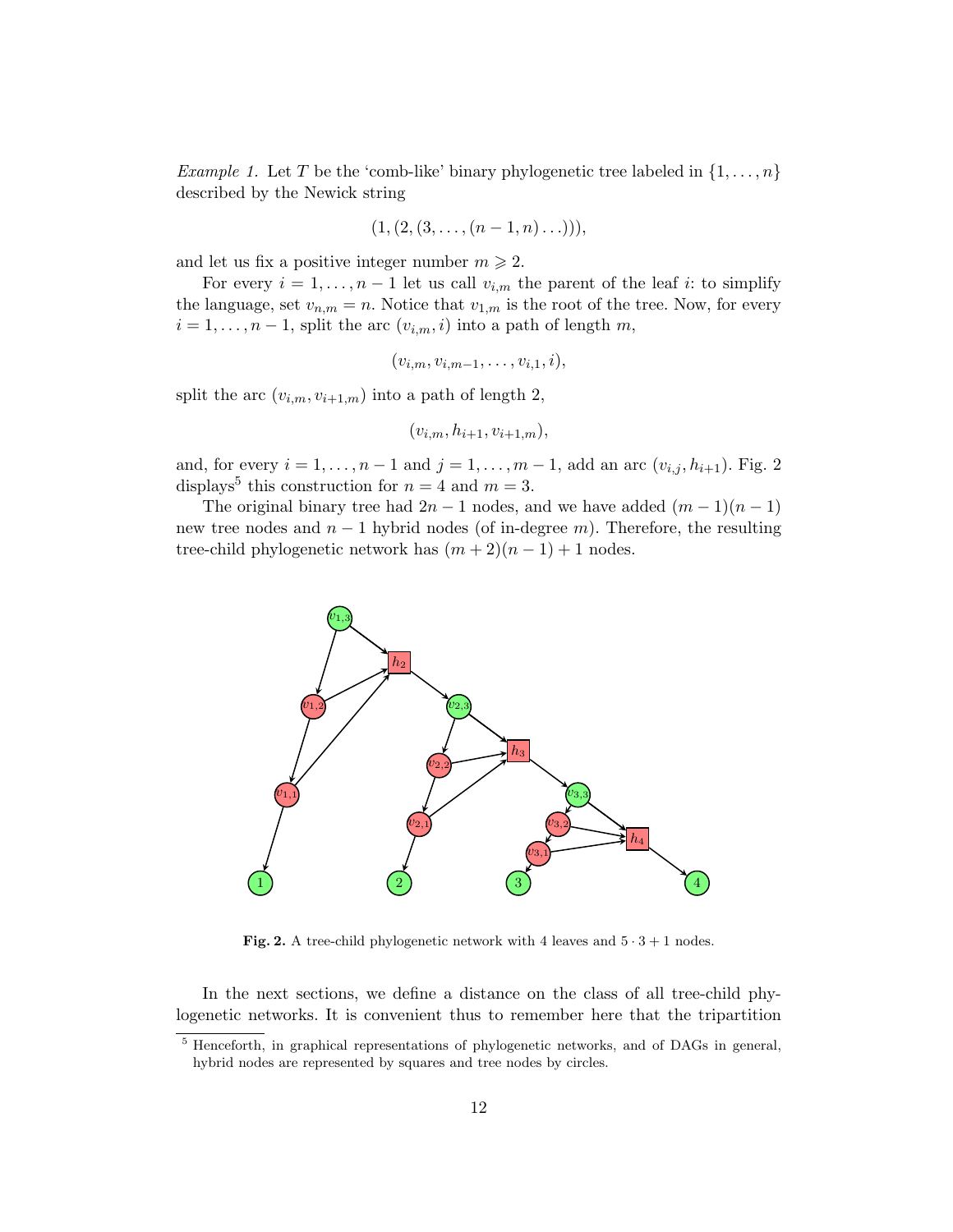*Example 1.* Let $T$ be the 'comb-like' binary phylogenetic tree labeled in $\{1, \ldots, n\}$ described by the Newick string

$$(1, (2, (3, \ldots, (n-1, n) \ldots ))),$$

and let us fix a positive integer number $m \geqslant 2$.

For every $i = 1, \ldots, n-1$ let us call $v_{i,m}$ the parent of the leaf $i$: to simplify the language, set $v_{n,m} = n$. Notice that $v_{1,m}$ is the root of the tree. Now, for every $i = 1, \ldots, n-1$, split the arc $(v_{i,m}, i)$ into a path of length $m$,

$$(v_{i,m}, v_{i,m-1}, \ldots, v_{i,1}, i),$$

split the arc $(v_{i,m}, v_{i+1,m})$ into a path of length 2,

$$(v_{i,m}, h_{i+1}, v_{i+1,m}),$$

and, for every $i = 1, \ldots, n-1$ and $j = 1, \ldots, m-1$, add an arc $(v_{i,j}, h_{i+1})$. Fig. 2 displays[5] this construction for $n = 4$ and $m = 3$.

The original binary tree had $2n - 1$ nodes, and we have added $(m-1)(n-1)$ new tree nodes and $n - 1$ hybrid nodes (of in-degree $m$). Therefore, the resulting tree-child phylogenetic network has $(m+2)(n-1) + 1$ nodes.

**Fig. 2.** A tree-child phylogenetic network with 4 leaves and $5 \cdot 3 + 1$ nodes.

In the next sections, we define a distance on the class of all tree-child phylogenetic networks. It is convenient thus to remember here that the tripartition

[5] Henceforth, in graphical representations of phylogenetic networks, and of DAGs in general, hybrid nodes are represented by squares and tree nodes by circles.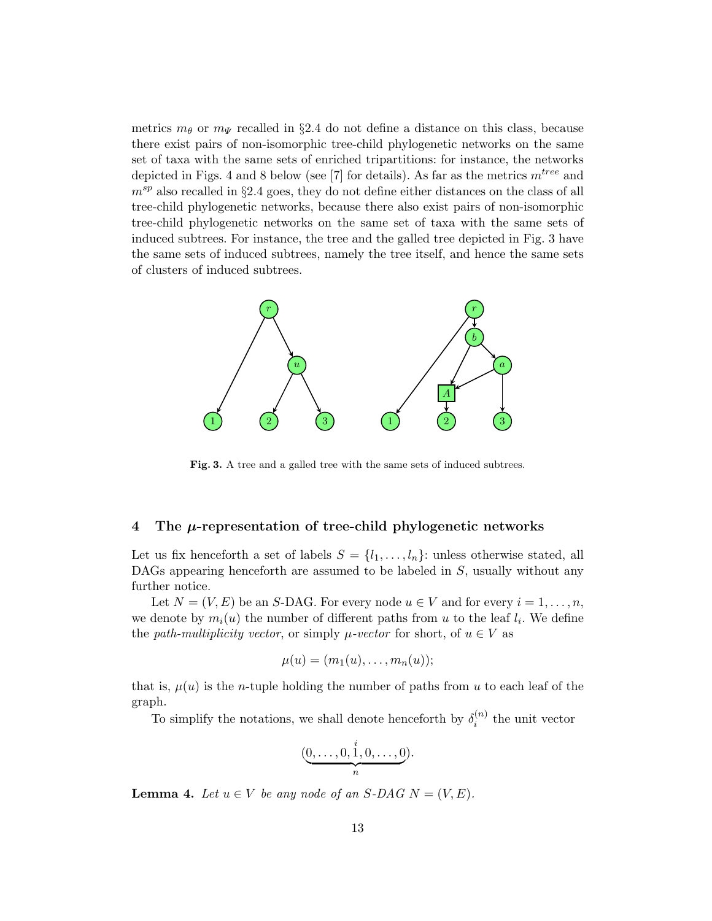metrics $m_\theta$ or $m_\Psi$ recalled in §2.4 do not define a distance on this class, because there exist pairs of non-isomorphic tree-child phylogenetic networks on the same set of taxa with the same sets of enriched tripartitions: for instance, the networks depicted in Figs. 4 and 8 below (see [7] for details). As far as the metrics $m^{tree}$ and $m^{sp}$ also recalled in §2.4 goes, they do not define either distances on the class of all tree-child phylogenetic networks, because there also exist pairs of non-isomorphic tree-child phylogenetic networks on the same set of taxa with the same sets of induced subtrees. For instance, the tree and the galled tree depicted in Fig. 3 have the same sets of induced subtrees, namely the tree itself, and hence the same sets of clusters of induced subtrees.

**Fig. 3.** A tree and a galled tree with the same sets of induced subtrees.

## 4 The $\mu$-representation of tree-child phylogenetic networks

Let us fix henceforth a set of labels $S = \{l_1, \ldots, l_n\}$: unless otherwise stated, all DAGs appearing henceforth are assumed to be labeled in $S$, usually without any further notice.

Let $N = (V, E)$ be an $S$-DAG. For every node $u \in V$ and for every $i = 1, \ldots, n$, we denote by $m_i(u)$ the number of different paths from $u$ to the leaf $l_i$. We define the *path-multiplicity vector*, or simply *$\mu$-vector* for short, of $u \in V$ as

$$\mu(u) = (m_1(u), \ldots, m_n(u));$$

that is, $\mu(u)$ is the $n$-tuple holding the number of paths from $u$ to each leaf of the graph.

To simplify the notations, we shall denote henceforth by $\delta_i^{(n)}$ the unit vector

$$(\underbrace{0, \ldots, 0, \overset{i}{1}, 0, \ldots, 0}_{n}).$$

**Lemma 4.** *Let $u \in V$ be any node of an $S$-DAG $N = (V, E)$.*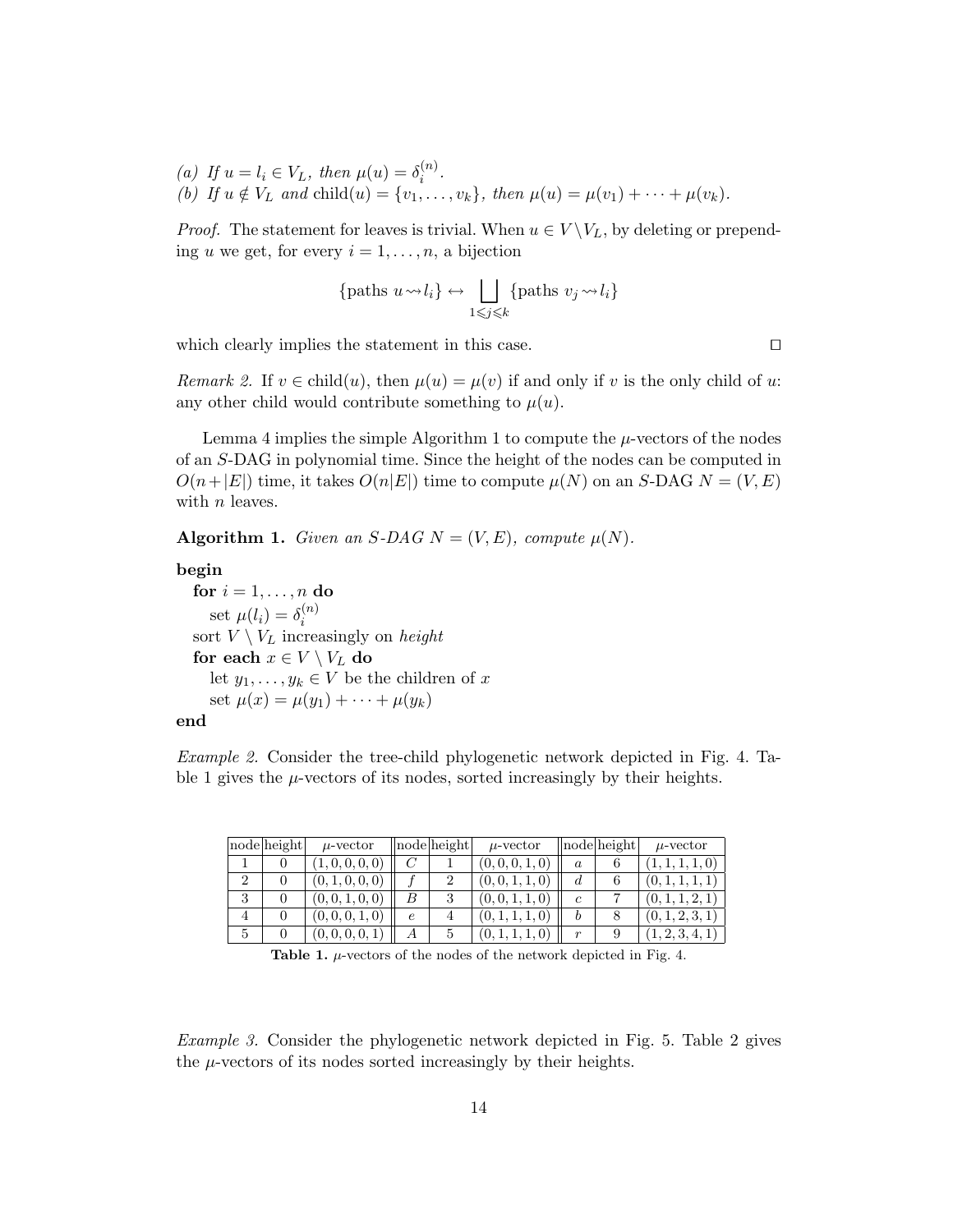*(a) If $u = l_i \in V_L$, then $\mu(u) = \delta_i^{(n)}$.*
*(b) If $u \notin V_L$ and $\mathrm{child}(u) = \{v_1, \dots, v_k\}$, then $\mu(u) = \mu(v_1) + \cdots + \mu(v_k)$.*

*Proof.* The statement for leaves is trivial. When $u \in V \setminus V_L$, by deleting or prepending $u$ we get, for every $i = 1, \dots, n$, a bijection

$$\{\text{paths } u \rightsquigarrow l_i\} \leftrightarrow \bigsqcup_{1 \leqslant j \leqslant k} \{\text{paths } v_j \rightsquigarrow l_i\}$$

which clearly implies the statement in this case. □

*Remark 2.* If $v \in \mathrm{child}(u)$, then $\mu(u) = \mu(v)$ if and only if $v$ is the only child of $u$: any other child would contribute something to $\mu(u)$.

Lemma 4 implies the simple Algorithm 1 to compute the $\mu$-vectors of the nodes of an $S$-DAG in polynomial time. Since the height of the nodes can be computed in $O(n+|E|)$ time, it takes $O(n|E|)$ time to compute $\mu(N)$ on an $S$-DAG $N = (V, E)$ with $n$ leaves.

**Algorithm 1.** *Given an S-DAG $N = (V, E)$, compute $\mu(N)$.*

**begin**
  **for** $i = 1, \dots, n$ **do**
    set $\mu(l_i) = \delta_i^{(n)}$
  sort $V \setminus V_L$ increasingly on *height*
  **for each** $x \in V \setminus V_L$ **do**
    let $y_1, \dots, y_k \in V$ be the children of $x$
    set $\mu(x) = \mu(y_1) + \cdots + \mu(y_k)$
**end**

*Example 2.* Consider the tree-child phylogenetic network depicted in Fig. 4. Table 1 gives the $\mu$-vectors of its nodes, sorted increasingly by their heights.

| node | height | $\mu$-vector | node | height | $\mu$-vector | node | height | $\mu$-vector |
|---|---|---|---|---|---|---|---|---|
| 1 | 0 | $(1,0,0,0,0)$ | $C$ | 1 | $(0,0,0,1,0)$ | $a$ | 6 | $(1,1,1,1,0)$ |
| 2 | 0 | $(0,1,0,0,0)$ | $f$ | 2 | $(0,0,1,1,0)$ | $d$ | 6 | $(0,1,1,1,1)$ |
| 3 | 0 | $(0,0,1,0,0)$ | $B$ | 3 | $(0,0,1,1,0)$ | $c$ | 7 | $(0,1,1,2,1)$ |
| 4 | 0 | $(0,0,0,1,0)$ | $e$ | 4 | $(0,1,1,1,0)$ | $b$ | 8 | $(0,1,2,3,1)$ |
| 5 | 0 | $(0,0,0,0,1)$ | $A$ | 5 | $(0,1,1,1,0)$ | $r$ | 9 | $(1,2,3,4,1)$ |

**Table 1.** $\mu$-vectors of the nodes of the network depicted in Fig. 4.

*Example 3.* Consider the phylogenetic network depicted in Fig. 5. Table 2 gives the $\mu$-vectors of its nodes sorted increasingly by their heights.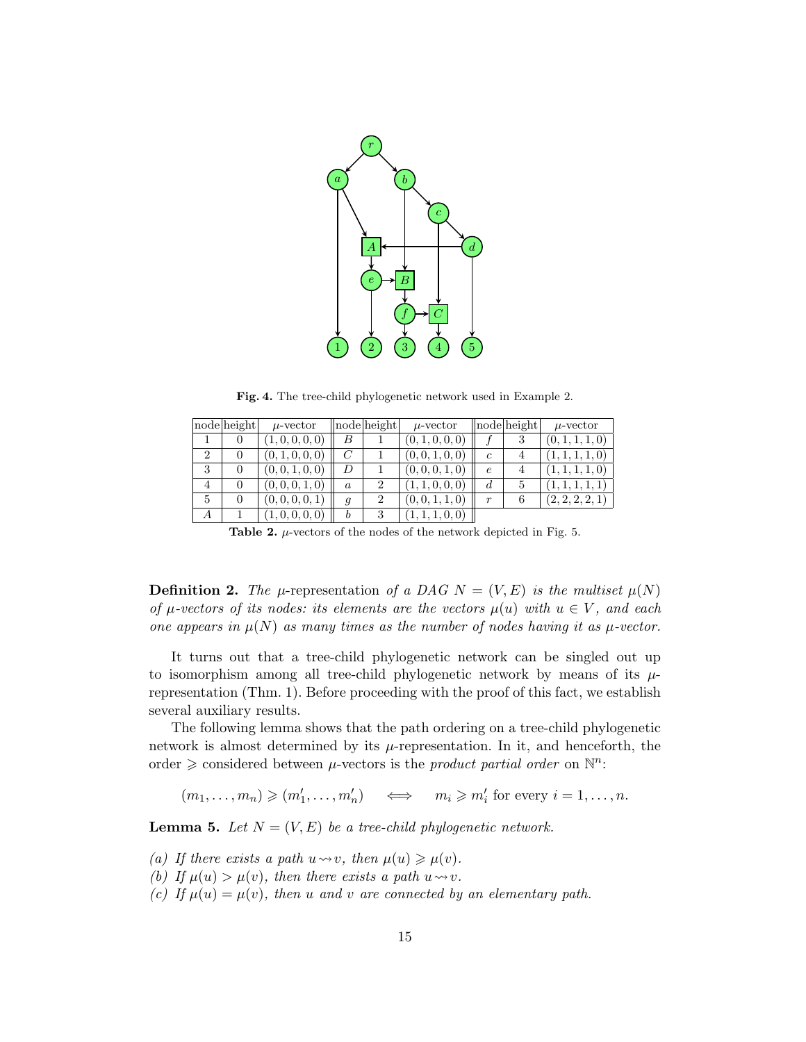**Fig. 4.** The tree-child phylogenetic network used in Example 2.

| node | height | $\mu$-vector | node | height | $\mu$-vector | node | height | $\mu$-vector |
|---|---|---|---|---|---|---|---|---|
| 1 | 0 | $(1,0,0,0,0)$ | $B$ | 1 | $(0,1,0,0,0)$ | $f$ | 3 | $(0,1,1,1,0)$ |
| 2 | 0 | $(0,1,0,0,0)$ | $C$ | 1 | $(0,0,1,0,0)$ | $c$ | 4 | $(1,1,1,1,0)$ |
| 3 | 0 | $(0,0,1,0,0)$ | $D$ | 1 | $(0,0,0,1,0)$ | $e$ | 4 | $(1,1,1,1,0)$ |
| 4 | 0 | $(0,0,0,1,0)$ | $a$ | 2 | $(1,1,0,0,0)$ | $d$ | 5 | $(1,1,1,1,1)$ |
| 5 | 0 | $(0,0,0,0,1)$ | $g$ | 2 | $(0,0,1,1,0)$ | $r$ | 6 | $(2,2,2,2,1)$ |
| $A$ | 1 | $(1,0,0,0,0)$ | $b$ | 3 | $(1,1,1,0,0)$ | | | |

**Table 2.** $\mu$-vectors of the nodes of the network depicted in Fig. 5.

**Definition 2.** *The* $\mu$-representation *of a DAG* $N = (V, E)$ *is the multiset* $\mu(N)$ *of* $\mu$*-vectors of its nodes: its elements are the vectors* $\mu(u)$ *with* $u \in V$*, and each one appears in* $\mu(N)$ *as many times as the number of nodes having it as* $\mu$*-vector.*

It turns out that a tree-child phylogenetic network can be singled out up to isomorphism among all tree-child phylogenetic network by means of its $\mu$-representation (Thm. 1). Before proceeding with the proof of this fact, we establish several auxiliary results.

The following lemma shows that the path ordering on a tree-child phylogenetic network is almost determined by its $\mu$-representation. In it, and henceforth, the order $\geqslant$ considered between $\mu$-vectors is the *product partial order* on $\mathbb{N}^n$:

$$(m_1, \ldots, m_n) \geqslant (m'_1, \ldots, m'_n) \iff m_i \geqslant m'_i \text{ for every } i = 1, \ldots, n.$$

**Lemma 5.** *Let* $N = (V, E)$ *be a tree-child phylogenetic network.*

*(a) If there exists a path* $u \rightsquigarrow v$*, then* $\mu(u) \geqslant \mu(v)$*.*
*(b) If* $\mu(u) > \mu(v)$*, then there exists a path* $u \rightsquigarrow v$*.*
*(c) If* $\mu(u) = \mu(v)$*, then* $u$ *and* $v$ *are connected by an elementary path.*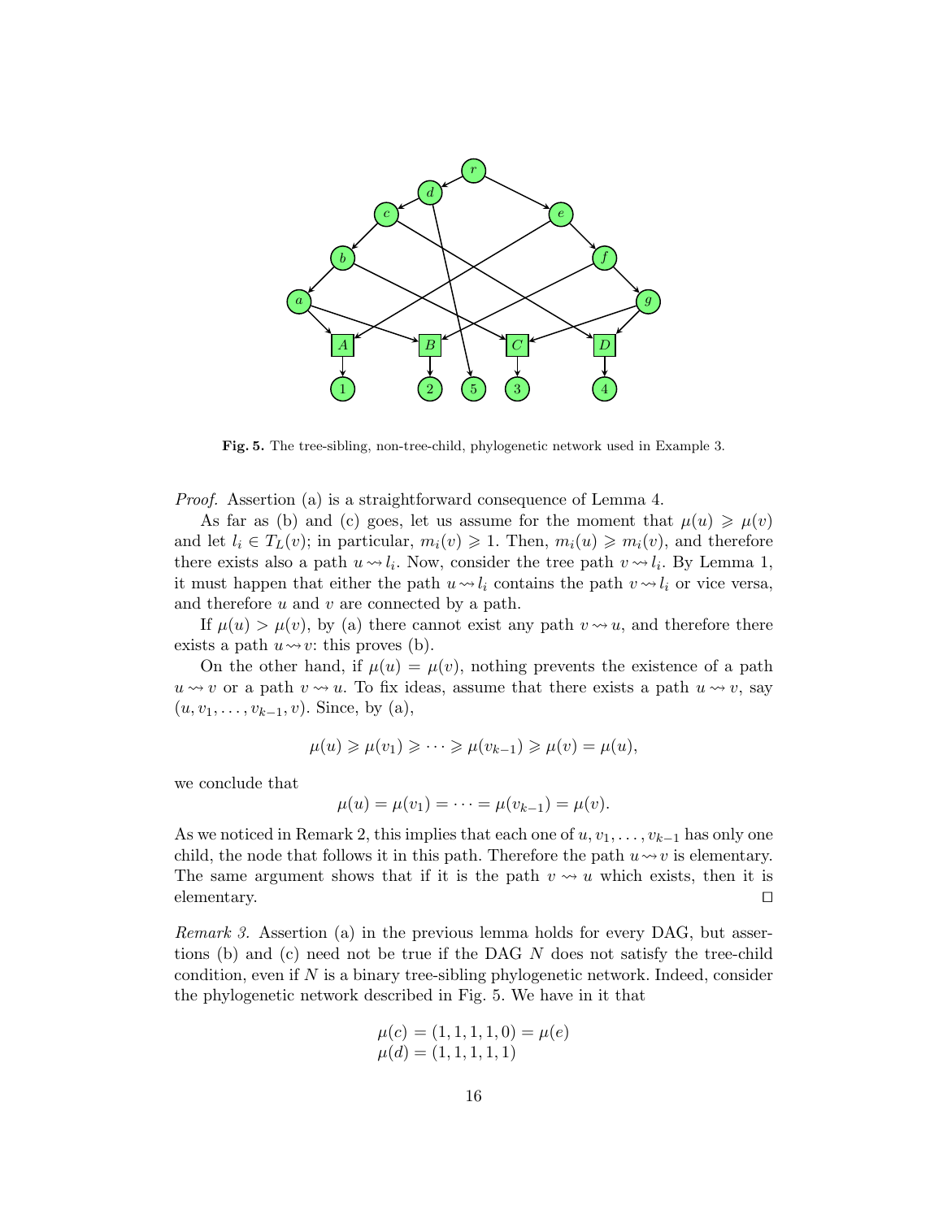**Fig. 5.** The tree-sibling, non-tree-child, phylogenetic network used in Example 3.

*Proof.* Assertion (a) is a straightforward consequence of Lemma 4.

As far as (b) and (c) goes, let us assume for the moment that $\mu(u) \geqslant \mu(v)$ and let $l_i \in T_L(v)$; in particular, $m_i(v) \geqslant 1$. Then, $m_i(u) \geqslant m_i(v)$, and therefore there exists also a path $u \rightsquigarrow l_i$. Now, consider the tree path $v \rightsquigarrow l_i$. By Lemma 1, it must happen that either the path $u \rightsquigarrow l_i$ contains the path $v \rightsquigarrow l_i$ or vice versa, and therefore $u$ and $v$ are connected by a path.

If $\mu(u) > \mu(v)$, by (a) there cannot exist any path $v \rightsquigarrow u$, and therefore there exists a path $u \rightsquigarrow v$: this proves (b).

On the other hand, if $\mu(u) = \mu(v)$, nothing prevents the existence of a path $u \rightsquigarrow v$ or a path $v \rightsquigarrow u$. To fix ideas, assume that there exists a path $u \rightsquigarrow v$, say $(u, v_1, \ldots, v_{k-1}, v)$. Since, by (a),

$$\mu(u) \geqslant \mu(v_1) \geqslant \cdots \geqslant \mu(v_{k-1}) \geqslant \mu(v) = \mu(u),$$

we conclude that

$$\mu(u) = \mu(v_1) = \cdots = \mu(v_{k-1}) = \mu(v).$$

As we noticed in Remark 2, this implies that each one of $u, v_1, \ldots, v_{k-1}$ has only one child, the node that follows it in this path. Therefore the path $u \rightsquigarrow v$ is elementary. The same argument shows that if it is the path $v \rightsquigarrow u$ which exists, then it is elementary. ◻

*Remark 3.* Assertion (a) in the previous lemma holds for every DAG, but assertions (b) and (c) need not be true if the DAG $N$ does not satisfy the tree-child condition, even if $N$ is a binary tree-sibling phylogenetic network. Indeed, consider the phylogenetic network described in Fig. 5. We have in it that

$$\mu(c) = (1,1,1,1,0) = \mu(e)$$
$$\mu(d) = (1,1,1,1,1)$$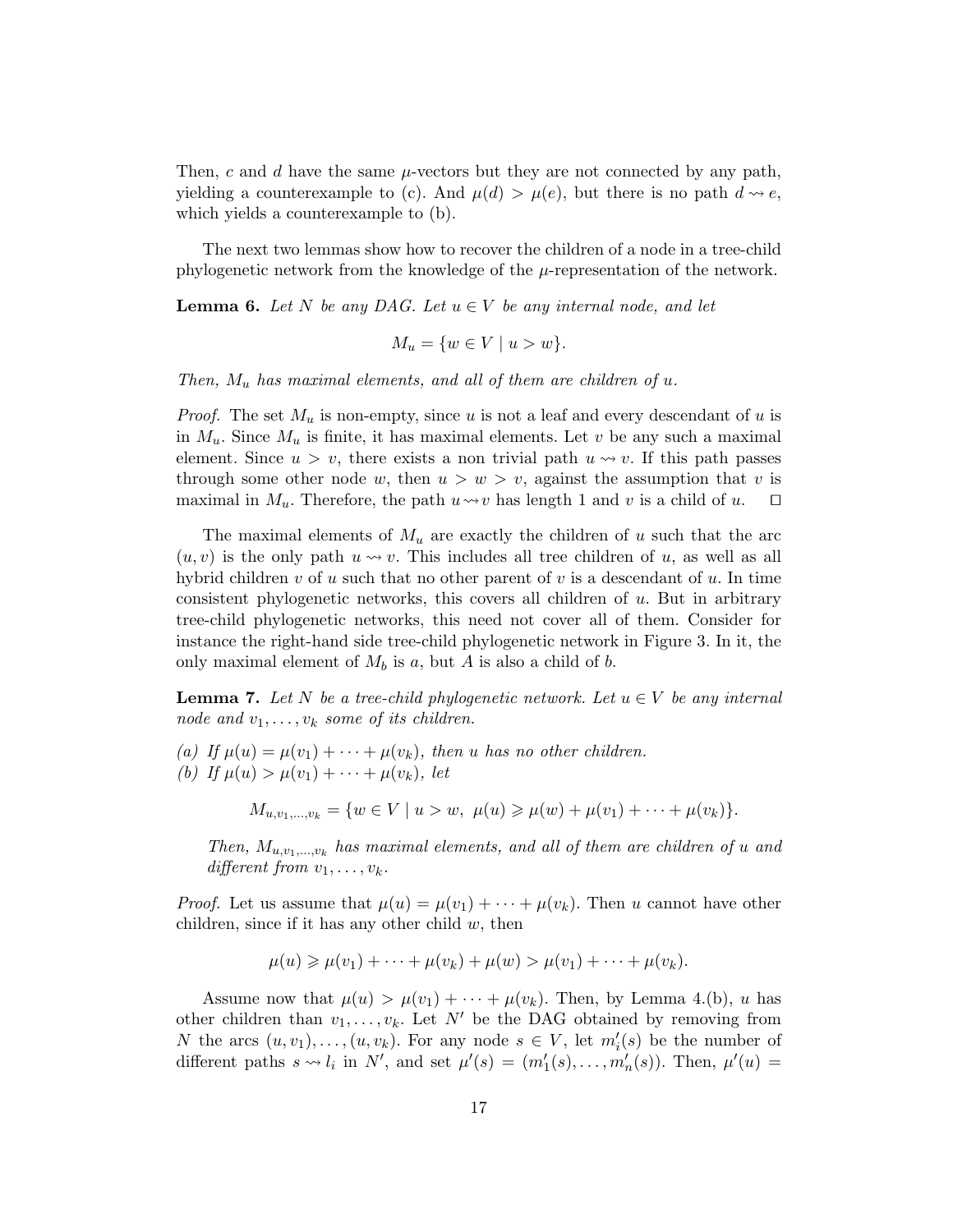Then, $c$ and $d$ have the same $\mu$-vectors but they are not connected by any path, yielding a counterexample to (c). And $\mu(d) > \mu(e)$, but there is no path $d \rightsquigarrow e$, which yields a counterexample to (b).

The next two lemmas show how to recover the children of a node in a tree-child phylogenetic network from the knowledge of the $\mu$-representation of the network.

**Lemma 6.** *Let $N$ be any DAG. Let $u \in V$ be any internal node, and let*

$$M_u = \{w \in V \mid u > w\}.$$

*Then, $M_u$ has maximal elements, and all of them are children of $u$.*

*Proof.* The set $M_u$ is non-empty, since $u$ is not a leaf and every descendant of $u$ is in $M_u$. Since $M_u$ is finite, it has maximal elements. Let $v$ be any such a maximal element. Since $u > v$, there exists a non trivial path $u \rightsquigarrow v$. If this path passes through some other node $w$, then $u > w > v$, against the assumption that $v$ is maximal in $M_u$. Therefore, the path $u \rightsquigarrow v$ has length 1 and $v$ is a child of $u$. $\square$

The maximal elements of $M_u$ are exactly the children of $u$ such that the arc $(u, v)$ is the only path $u \rightsquigarrow v$. This includes all tree children of $u$, as well as all hybrid children $v$ of $u$ such that no other parent of $v$ is a descendant of $u$. In time consistent phylogenetic networks, this covers all children of $u$. But in arbitrary tree-child phylogenetic networks, this need not cover all of them. Consider for instance the right-hand side tree-child phylogenetic network in Figure 3. In it, the only maximal element of $M_b$ is $a$, but $A$ is also a child of $b$.

**Lemma 7.** *Let $N$ be a tree-child phylogenetic network. Let $u \in V$ be any internal node and $v_1, \ldots, v_k$ some of its children.*

*(a) If $\mu(u) = \mu(v_1) + \cdots + \mu(v_k)$, then $u$ has no other children.*
*(b) If $\mu(u) > \mu(v_1) + \cdots + \mu(v_k)$, let*

$$M_{u,v_1,\ldots,v_k} = \{w \in V \mid u > w,\ \mu(u) \geqslant \mu(w) + \mu(v_1) + \cdots + \mu(v_k)\}.$$

*Then, $M_{u,v_1,\ldots,v_k}$ has maximal elements, and all of them are children of $u$ and different from $v_1, \ldots, v_k$.*

*Proof.* Let us assume that $\mu(u) = \mu(v_1) + \cdots + \mu(v_k)$. Then $u$ cannot have other children, since if it has any other child $w$, then

$$\mu(u) \geqslant \mu(v_1) + \cdots + \mu(v_k) + \mu(w) > \mu(v_1) + \cdots + \mu(v_k).$$

Assume now that $\mu(u) > \mu(v_1) + \cdots + \mu(v_k)$. Then, by Lemma 4.(b), $u$ has other children than $v_1, \ldots, v_k$. Let $N'$ be the DAG obtained by removing from $N$ the arcs $(u, v_1), \ldots, (u, v_k)$. For any node $s \in V$, let $m'_i(s)$ be the number of different paths $s \rightsquigarrow l_i$ in $N'$, and set $\mu'(s) = (m'_1(s), \ldots, m'_n(s))$. Then, $\mu'(u) =$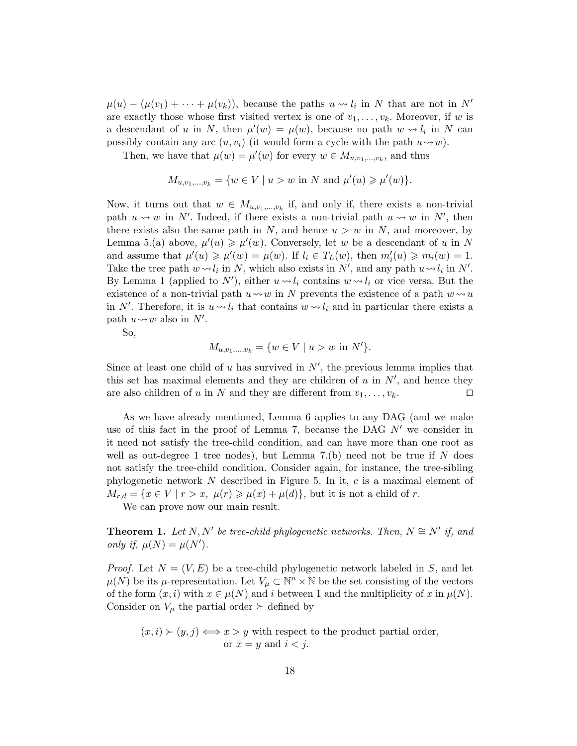$\mu(u) - (\mu(v_1) + \cdots + \mu(v_k))$, because the paths $u \rightsquigarrow l_i$ in $N$ that are not in $N'$ are exactly those whose first visited vertex is one of $v_1, \ldots, v_k$. Moreover, if $w$ is a descendant of $u$ in $N$, then $\mu'(w) = \mu(w)$, because no path $w \rightsquigarrow l_i$ in $N$ can possibly contain any arc $(u, v_i)$ (it would form a cycle with the path $u \rightsquigarrow w$).

Then, we have that $\mu(w) = \mu'(w)$ for every $w \in M_{u,v_1,\ldots,v_k}$, and thus

$$M_{u,v_1,\ldots,v_k} = \{w \in V \mid u > w \text{ in } N \text{ and } \mu'(u) \geqslant \mu'(w)\}.$$

Now, it turns out that $w \in M_{u,v_1,\ldots,v_k}$ if, and only if, there exists a non-trivial path $u \rightsquigarrow w$ in $N'$. Indeed, if there exists a non-trivial path $u \rightsquigarrow w$ in $N'$, then there exists also the same path in $N$, and hence $u > w$ in $N$, and moreover, by Lemma 5.(a) above, $\mu'(u) \geqslant \mu'(w)$. Conversely, let $w$ be a descendant of $u$ in $N$ and assume that $\mu'(u) \geqslant \mu'(w) = \mu(w)$. If $l_i \in T_L(w)$, then $m'_i(u) \geqslant m_i(w) = 1$. Take the tree path $w \rightsquigarrow l_i$ in $N$, which also exists in $N'$, and any path $u \rightsquigarrow l_i$ in $N'$. By Lemma 1 (applied to $N'$), either $u \rightsquigarrow l_i$ contains $w \rightsquigarrow l_i$ or vice versa. But the existence of a non-trivial path $u \rightsquigarrow w$ in $N$ prevents the existence of a path $w \rightsquigarrow u$ in $N'$. Therefore, it is $u \rightsquigarrow l_i$ that contains $w \rightsquigarrow l_i$ and in particular there exists a path $u \rightsquigarrow w$ also in $N'$.

So,

$$M_{u,v_1,\ldots,v_k} = \{w \in V \mid u > w \text{ in } N'\}.$$

Since at least one child of $u$ has survived in $N'$, the previous lemma implies that this set has maximal elements and they are children of $u$ in $N'$, and hence they are also children of $u$ in $N$ and they are different from $v_1, \ldots, v_k$. ☐

As we have already mentioned, Lemma 6 applies to any DAG (and we make use of this fact in the proof of Lemma 7, because the DAG $N'$ we consider in it need not satisfy the tree-child condition, and can have more than one root as well as out-degree 1 tree nodes), but Lemma 7.(b) need not be true if $N$ does not satisfy the tree-child condition. Consider again, for instance, the tree-sibling phylogenetic network $N$ described in Figure 5. In it, $c$ is a maximal element of $M_{r,d} = \{x \in V \mid r > x,\ \mu(r) \geqslant \mu(x) + \mu(d)\}$, but it is not a child of $r$.

We can prove now our main result.

**Theorem 1.** *Let $N, N'$ be tree-child phylogenetic networks. Then, $N \cong N'$ if, and only if, $\mu(N) = \mu(N')$.*

*Proof.* Let $N = (V, E)$ be a tree-child phylogenetic network labeled in $S$, and let $\mu(N)$ be its $\mu$-representation. Let $V_\mu \subset \mathbb{N}^n \times \mathbb{N}$ be the set consisting of the vectors of the form $(x, i)$ with $x \in \mu(N)$ and $i$ between 1 and the multiplicity of $x$ in $\mu(N)$. Consider on $V_\mu$ the partial order $\succeq$ defined by

$$(x, i) \succ (y, j) \iff x > y \text{ with respect to the product partial order, or } x = y \text{ and } i < j.$$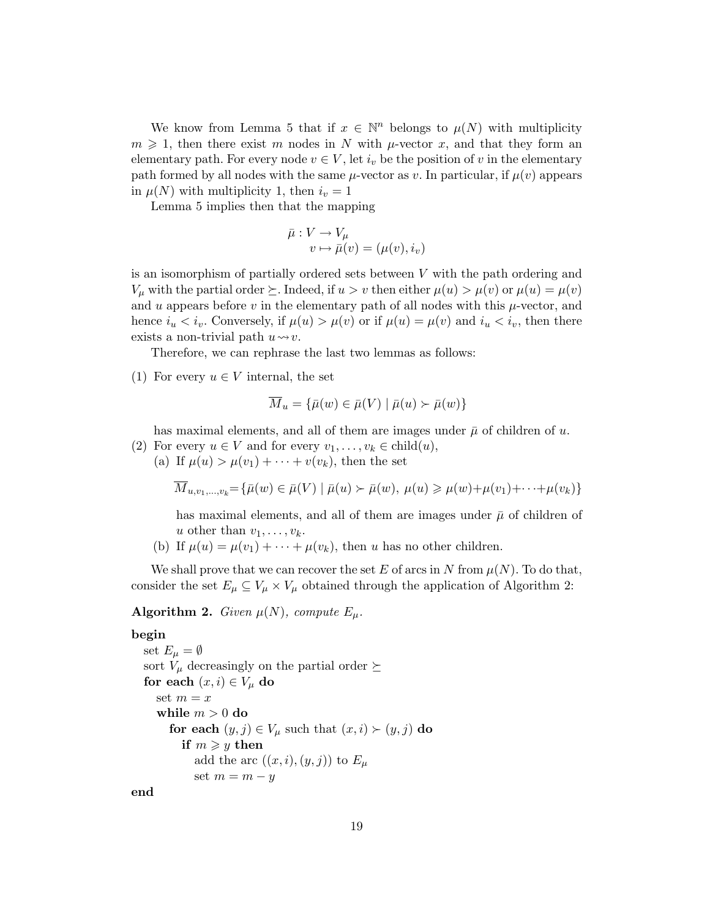We know from Lemma 5 that if $x \in \mathbb{N}^n$ belongs to $\mu(N)$ with multiplicity $m \geqslant 1$, then there exist $m$ nodes in $N$ with $\mu$-vector $x$, and that they form an elementary path. For every node $v \in V$, let $i_v$ be the position of $v$ in the elementary path formed by all nodes with the same $\mu$-vector as $v$. In particular, if $\mu(v)$ appears in $\mu(N)$ with multiplicity 1, then $i_v = 1$

Lemma 5 implies then that the mapping

$$\begin{aligned} \bar{\mu} : V &\to V_\mu \\ v &\mapsto \bar{\mu}(v) = (\mu(v), i_v) \end{aligned}$$

is an isomorphism of partially ordered sets between $V$ with the path ordering and $V_\mu$ with the partial order $\succeq$. Indeed, if $u > v$ then either $\mu(u) > \mu(v)$ or $\mu(u) = \mu(v)$ and $u$ appears before $v$ in the elementary path of all nodes with this $\mu$-vector, and hence $i_u < i_v$. Conversely, if $\mu(u) > \mu(v)$ or if $\mu(u) = \mu(v)$ and $i_u < i_v$, then there exists a non-trivial path $u \rightsquigarrow v$.

Therefore, we can rephrase the last two lemmas as follows:

(1) For every $u \in V$ internal, the set

$$\overline{M}_u = \{\bar{\mu}(w) \in \bar{\mu}(V) \mid \bar{\mu}(u) \succ \bar{\mu}(w)\}$$

has maximal elements, and all of them are images under $\bar{\mu}$ of children of $u$.

(2) For every $u \in V$ and for every $v_1, \ldots, v_k \in \text{child}(u)$,
   (a) If $\mu(u) > \mu(v_1) + \cdots + v(v_k)$, then the set

   $$\overline{M}_{u,v_1,\ldots,v_k} = \{\bar{\mu}(w) \in \bar{\mu}(V) \mid \bar{\mu}(u) \succ \bar{\mu}(w),\ \mu(u) \geqslant \mu(w) + \mu(v_1) + \cdots + \mu(v_k)\}$$

   has maximal elements, and all of them are images under $\bar{\mu}$ of children of $u$ other than $v_1, \ldots, v_k$.
   (b) If $\mu(u) = \mu(v_1) + \cdots + \mu(v_k)$, then $u$ has no other children.

We shall prove that we can recover the set $E$ of arcs in $N$ from $\mu(N)$. To do that, consider the set $E_\mu \subseteq V_\mu \times V_\mu$ obtained through the application of Algorithm 2:

**Algorithm 2.** *Given $\mu(N)$, compute $E_\mu$.*

**begin**
  set $E_\mu = \emptyset$
  sort $V_\mu$ decreasingly on the partial order $\succeq$
  **for each** $(x, i) \in V_\mu$ **do**
    set $m = x$
    **while** $m > 0$ **do**
      **for each** $(y, j) \in V_\mu$ such that $(x, i) \succ (y, j)$ **do**
        **if** $m \geqslant y$ **then**
          add the arc $((x, i), (y, j))$ to $E_\mu$
          set $m = m - y$
**end**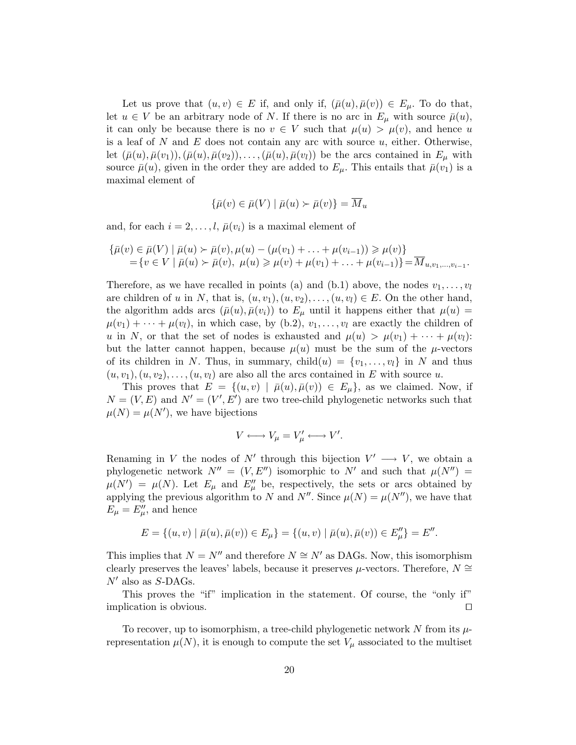Let us prove that $(u,v) \in E$ if, and only if, $(\bar{\mu}(u), \bar{\mu}(v)) \in E_\mu$. To do that, let $u \in V$ be an arbitrary node of $N$. If there is no arc in $E_\mu$ with source $\bar{\mu}(u)$, it can only be because there is no $v \in V$ such that $\mu(u) > \mu(v)$, and hence $u$ is a leaf of $N$ and $E$ does not contain any arc with source $u$, either. Otherwise, let $(\bar{\mu}(u), \bar{\mu}(v_1)), (\bar{\mu}(u), \bar{\mu}(v_2)), \ldots, (\bar{\mu}(u), \bar{\mu}(v_l))$ be the arcs contained in $E_\mu$ with source $\bar{\mu}(u)$, given in the order they are added to $E_\mu$. This entails that $\bar{\mu}(v_1)$ is a maximal element of

$$\{\bar{\mu}(v) \in \bar{\mu}(V) \mid \bar{\mu}(u) \succ \bar{\mu}(v)\} = \overline{M}_u$$

and, for each $i = 2, \ldots, l$, $\bar{\mu}(v_i)$ is a maximal element of

$$\begin{aligned}\{\bar{\mu}(v) \in \bar{\mu}(V) \mid \bar{\mu}(u) \succ \bar{\mu}(v), \mu(u) - (\mu(v_1) + \ldots + \mu(v_{i-1})) \geqslant \mu(v)\}\\ = \{v \in V \mid \bar{\mu}(u) \succ \bar{\mu}(v),\ \mu(u) \geqslant \mu(v) + \mu(v_1) + \ldots + \mu(v_{i-1})\} = \overline{M}_{u,v_1,\ldots,v_{i-1}}.\end{aligned}$$

Therefore, as we have recalled in points (a) and (b.1) above, the nodes $v_1, \ldots, v_l$ are children of $u$ in $N$, that is, $(u,v_1), (u,v_2), \ldots, (u,v_l) \in E$. On the other hand, the algorithm adds arcs $(\bar{\mu}(u), \bar{\mu}(v_i))$ to $E_\mu$ until it happens either that $\mu(u) = \mu(v_1) + \cdots + \mu(v_l)$, in which case, by (b.2), $v_1, \ldots, v_l$ are exactly the children of $u$ in $N$, or that the set of nodes is exhausted and $\mu(u) > \mu(v_1) + \cdots + \mu(v_l)$: but the latter cannot happen, because $\mu(u)$ must be the sum of the $\mu$-vectors of its children in $N$. Thus, in summary, $\text{child}(u) = \{v_1, \ldots, v_l\}$ in $N$ and thus $(u,v_1), (u,v_2), \ldots, (u,v_l)$ are also all the arcs contained in $E$ with source $u$.

This proves that $E = \{(u,v) \mid \bar{\mu}(u), \bar{\mu}(v)) \in E_\mu\}$, as we claimed. Now, if $N = (V,E)$ and $N' = (V',E')$ are two tree-child phylogenetic networks such that $\mu(N) = \mu(N')$, we have bijections

$$V \longleftrightarrow V_\mu = V'_\mu \longleftrightarrow V'.$$

Renaming in $V$ the nodes of $N'$ through this bijection $V' \longrightarrow V$, we obtain a phylogenetic network $N'' = (V, E'')$ isomorphic to $N'$ and such that $\mu(N'') = \mu(N') = \mu(N)$. Let $E_\mu$ and $E''_\mu$ be, respectively, the sets or arcs obtained by applying the previous algorithm to $N$ and $N''$. Since $\mu(N) = \mu(N'')$, we have that $E_\mu = E''_\mu$, and hence

$$E = \{(u,v) \mid \bar{\mu}(u), \bar{\mu}(v)) \in E_\mu\} = \{(u,v) \mid \bar{\mu}(u), \bar{\mu}(v)) \in E''_\mu\} = E''.$$

This implies that $N = N''$ and therefore $N \cong N'$ as DAGs. Now, this isomorphism clearly preserves the leaves' labels, because it preserves $\mu$-vectors. Therefore, $N \cong N'$ also as $S$-DAGs.

This proves the "if" implication in the statement. Of course, the "only if" implication is obvious. ☐

To recover, up to isomorphism, a tree-child phylogenetic network $N$ from its $\mu$-representation $\mu(N)$, it is enough to compute the set $V_\mu$ associated to the multiset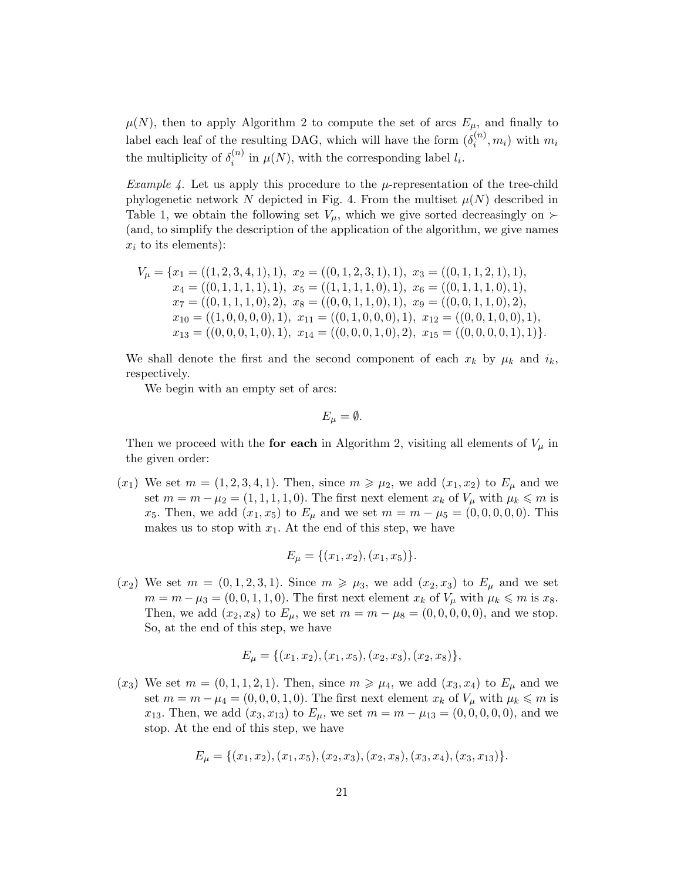$\mu(N)$, then to apply Algorithm 2 to compute the set of arcs $E_\mu$, and finally to label each leaf of the resulting DAG, which will have the form $(\delta_i^{(n)}, m_i)$ with $m_i$ the multiplicity of $\delta_i^{(n)}$ in $\mu(N)$, with the corresponding label $l_i$.

*Example 4.* Let us apply this procedure to the $\mu$-representation of the tree-child phylogenetic network $N$ depicted in Fig. 4. From the multiset $\mu(N)$ described in Table 1, we obtain the following set $V_\mu$, which we give sorted decreasingly on $\succ$ (and, to simplify the description of the application of the algorithm, we give names $x_i$ to its elements):

$$\begin{aligned} V_\mu = \{ & x_1 = ((1,2,3,4,1),1),\ x_2 = ((0,1,2,3,1),1),\ x_3 = ((0,1,1,2,1),1), \\ & x_4 = ((0,1,1,1,1),1),\ x_5 = ((1,1,1,1,0),1),\ x_6 = ((0,1,1,1,0),1), \\ & x_7 = ((0,1,1,1,0),2),\ x_8 = ((0,0,1,1,0),1),\ x_9 = ((0,0,1,1,0),2), \\ & x_{10} = ((1,0,0,0,0),1),\ x_{11} = ((0,1,0,0,0),1),\ x_{12} = ((0,0,1,0,0),1), \\ & x_{13} = ((0,0,0,1,0),1),\ x_{14} = ((0,0,0,1,0),2),\ x_{15} = ((0,0,0,0,1),1)\}. \end{aligned}$$

We shall denote the first and the second component of each $x_k$ by $\mu_k$ and $i_k$, respectively.

We begin with an empty set of arcs:

$$E_\mu = \emptyset.$$

Then we proceed with the **for each** in Algorithm 2, visiting all elements of $V_\mu$ in the given order:

($x_1$) We set $m = (1,2,3,4,1)$. Then, since $m \geqslant \mu_2$, we add $(x_1, x_2)$ to $E_\mu$ and we set $m = m - \mu_2 = (1,1,1,1,0)$. The first next element $x_k$ of $V_\mu$ with $\mu_k \leqslant m$ is $x_5$. Then, we add $(x_1, x_5)$ to $E_\mu$ and we set $m = m - \mu_5 = (0,0,0,0,0)$. This makes us to stop with $x_1$. At the end of this step, we have

$$E_\mu = \{(x_1, x_2), (x_1, x_5)\}.$$

($x_2$) We set $m = (0,1,2,3,1)$. Since $m \geqslant \mu_3$, we add $(x_2, x_3)$ to $E_\mu$ and we set $m = m - \mu_3 = (0,0,1,1,0)$. The first next element $x_k$ of $V_\mu$ with $\mu_k \leqslant m$ is $x_8$. Then, we add $(x_2, x_8)$ to $E_\mu$, we set $m = m - \mu_8 = (0,0,0,0,0)$, and we stop. So, at the end of this step, we have

$$E_\mu = \{(x_1, x_2), (x_1, x_5), (x_2, x_3), (x_2, x_8)\},$$

($x_3$) We set $m = (0,1,1,2,1)$. Then, since $m \geqslant \mu_4$, we add $(x_3, x_4)$ to $E_\mu$ and we set $m = m - \mu_4 = (0,0,0,1,0)$. The first next element $x_k$ of $V_\mu$ with $\mu_k \leqslant m$ is $x_{13}$. Then, we add $(x_3, x_{13})$ to $E_\mu$, we set $m = m - \mu_{13} = (0,0,0,0,0)$, and we stop. At the end of this step, we have

$$E_\mu = \{(x_1, x_2), (x_1, x_5), (x_2, x_3), (x_2, x_8), (x_3, x_4), (x_3, x_{13})\}.$$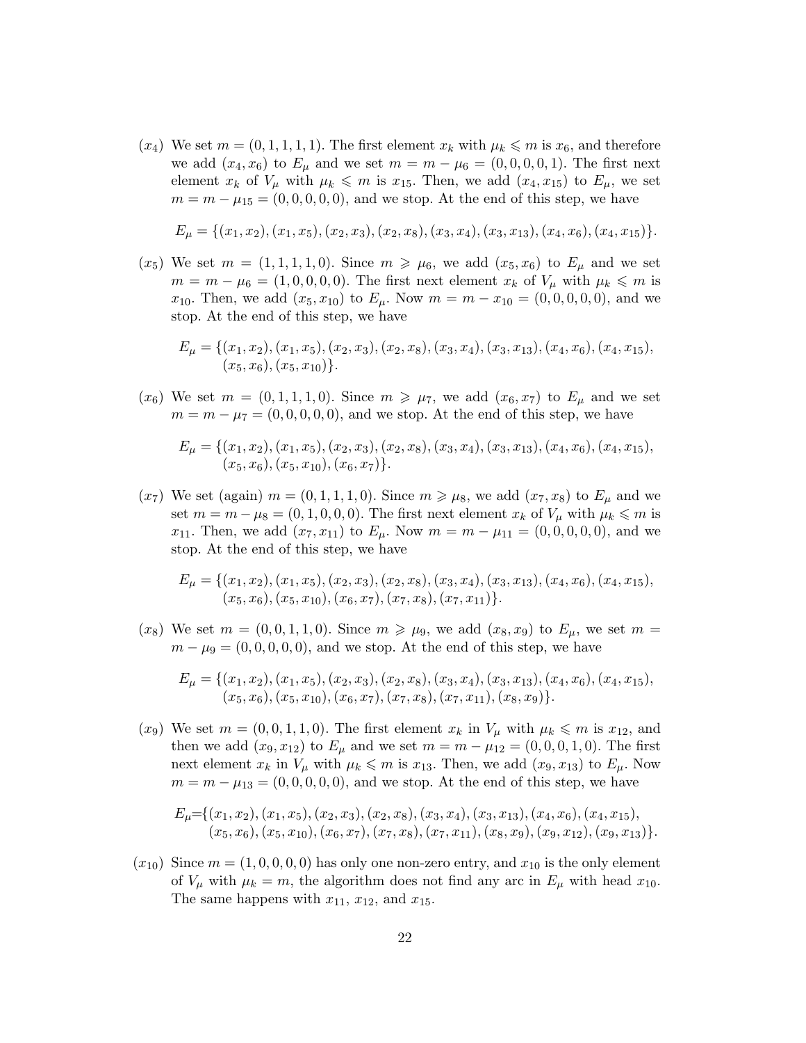- ($x_4$) We set $m = (0,1,1,1,1)$. The first element $x_k$ with $\mu_k \leqslant m$ is $x_6$, and therefore we add $(x_4, x_6)$ to $E_\mu$ and we set $m = m - \mu_6 = (0,0,0,0,1)$. The first next element $x_k$ of $V_\mu$ with $\mu_k \leqslant m$ is $x_{15}$. Then, we add $(x_4, x_{15})$ to $E_\mu$, we set $m = m - \mu_{15} = (0,0,0,0,0)$, and we stop. At the end of this step, we have

$$E_\mu = \{(x_1,x_2),(x_1,x_5),(x_2,x_3),(x_2,x_8),(x_3,x_4),(x_3,x_{13}),(x_4,x_6),(x_4,x_{15})\}.$$

- ($x_5$) We set $m = (1,1,1,1,0)$. Since $m \geqslant \mu_6$, we add $(x_5, x_6)$ to $E_\mu$ and we set $m = m - \mu_6 = (1,0,0,0,0)$. The first next element $x_k$ of $V_\mu$ with $\mu_k \leqslant m$ is $x_{10}$. Then, we add $(x_5, x_{10})$ to $E_\mu$. Now $m = m - x_{10} = (0,0,0,0,0)$, and we stop. At the end of this step, we have

$$E_\mu = \{(x_1,x_2),(x_1,x_5),(x_2,x_3),(x_2,x_8),(x_3,x_4),(x_3,x_{13}),(x_4,x_6),(x_4,x_{15}), (x_5,x_6),(x_5,x_{10})\}.$$

- ($x_6$) We set $m = (0,1,1,1,0)$. Since $m \geqslant \mu_7$, we add $(x_6, x_7)$ to $E_\mu$ and we set $m = m - \mu_7 = (0,0,0,0,0)$, and we stop. At the end of this step, we have

$$E_\mu = \{(x_1,x_2),(x_1,x_5),(x_2,x_3),(x_2,x_8),(x_3,x_4),(x_3,x_{13}),(x_4,x_6),(x_4,x_{15}), (x_5,x_6),(x_5,x_{10}),(x_6,x_7)\}.$$

- ($x_7$) We set (again) $m = (0,1,1,1,0)$. Since $m \geqslant \mu_8$, we add $(x_7, x_8)$ to $E_\mu$ and we set $m = m - \mu_8 = (0,1,0,0,0)$. The first next element $x_k$ of $V_\mu$ with $\mu_k \leqslant m$ is $x_{11}$. Then, we add $(x_7, x_{11})$ to $E_\mu$. Now $m = m - \mu_{11} = (0,0,0,0,0)$, and we stop. At the end of this step, we have

$$E_\mu = \{(x_1,x_2),(x_1,x_5),(x_2,x_3),(x_2,x_8),(x_3,x_4),(x_3,x_{13}),(x_4,x_6),(x_4,x_{15}), (x_5,x_6),(x_5,x_{10}),(x_6,x_7),(x_7,x_8),(x_7,x_{11})\}.$$

- ($x_8$) We set $m = (0,0,1,1,0)$. Since $m \geqslant \mu_9$, we add $(x_8, x_9)$ to $E_\mu$, we set $m = m - \mu_9 = (0,0,0,0,0)$, and we stop. At the end of this step, we have

$$E_\mu = \{(x_1,x_2),(x_1,x_5),(x_2,x_3),(x_2,x_8),(x_3,x_4),(x_3,x_{13}),(x_4,x_6),(x_4,x_{15}), (x_5,x_6),(x_5,x_{10}),(x_6,x_7),(x_7,x_8),(x_7,x_{11}),(x_8,x_9)\}.$$

- ($x_9$) We set $m = (0,0,1,1,0)$. The first element $x_k$ in $V_\mu$ with $\mu_k \leqslant m$ is $x_{12}$, and then we add $(x_9, x_{12})$ to $E_\mu$ and we set $m = m - \mu_{12} = (0,0,0,1,0)$. The first next element $x_k$ in $V_\mu$ with $\mu_k \leqslant m$ is $x_{13}$. Then, we add $(x_9, x_{13})$ to $E_\mu$. Now $m = m - \mu_{13} = (0,0,0,0,0)$, and we stop. At the end of this step, we have

$$E_\mu = \{(x_1,x_2),(x_1,x_5),(x_2,x_3),(x_2,x_8),(x_3,x_4),(x_3,x_{13}),(x_4,x_6),(x_4,x_{15}), (x_5,x_6),(x_5,x_{10}),(x_6,x_7),(x_7,x_8),(x_7,x_{11}),(x_8,x_9),(x_9,x_{12}),(x_9,x_{13})\}.$$

- ($x_{10}$) Since $m = (1,0,0,0,0)$ has only one non-zero entry, and $x_{10}$ is the only element of $V_\mu$ with $\mu_k = m$, the algorithm does not find any arc in $E_\mu$ with head $x_{10}$. The same happens with $x_{11}$, $x_{12}$, and $x_{15}$.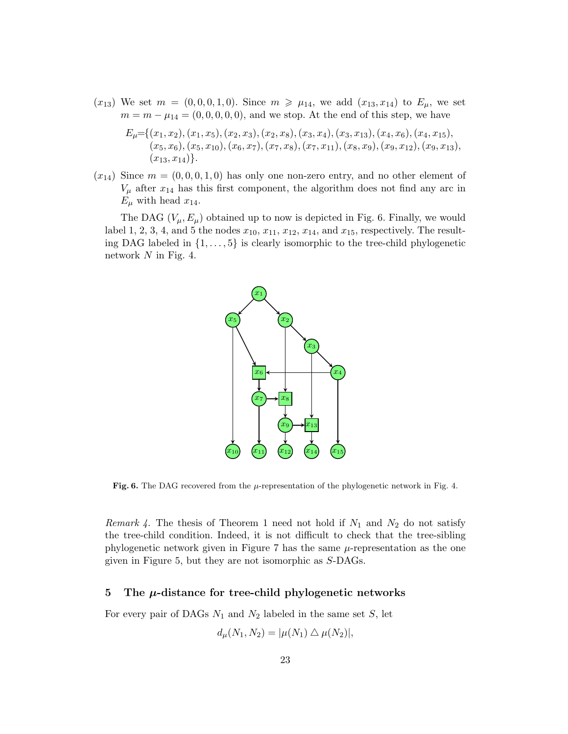($x_{13}$) We set $m = (0,0,0,1,0)$. Since $m \geqslant \mu_{14}$, we add $(x_{13}, x_{14})$ to $E_\mu$, we set $m = m - \mu_{14} = (0,0,0,0,0)$, and we stop. At the end of this step, we have

$$E_\mu = \{(x_1,x_2),(x_1,x_5),(x_2,x_3),(x_2,x_8),(x_3,x_4),(x_3,x_{13}),(x_4,x_6),(x_4,x_{15}),(x_5,x_6),(x_5,x_{10}),(x_6,x_7),(x_7,x_8),(x_7,x_{11}),(x_8,x_9),(x_9,x_{12}),(x_9,x_{13}),(x_{13},x_{14})\}.$$

($x_{14}$) Since $m = (0,0,0,1,0)$ has only one non-zero entry, and no other element of $V_\mu$ after $x_{14}$ has this first component, the algorithm does not find any arc in $E_\mu$ with head $x_{14}$.

The DAG $(V_\mu, E_\mu)$ obtained up to now is depicted in Fig. 6. Finally, we would label 1, 2, 3, 4, and 5 the nodes $x_{10}$, $x_{11}$, $x_{12}$, $x_{14}$, and $x_{15}$, respectively. The resulting DAG labeled in $\{1,\ldots,5\}$ is clearly isomorphic to the tree-child phylogenetic network $N$ in Fig. 4.

**Fig. 6.** The DAG recovered from the $\mu$-representation of the phylogenetic network in Fig. 4.

*Remark 4.* The thesis of Theorem 1 need not hold if $N_1$ and $N_2$ do not satisfy the tree-child condition. Indeed, it is not difficult to check that the tree-sibling phylogenetic network given in Figure 7 has the same $\mu$-representation as the one given in Figure 5, but they are not isomorphic as $S$-DAGs.

## 5 The $\mu$-distance for tree-child phylogenetic networks

For every pair of DAGs $N_1$ and $N_2$ labeled in the same set $S$, let

$$d_\mu(N_1, N_2) = |\mu(N_1) \bigtriangleup \mu(N_2)|,$$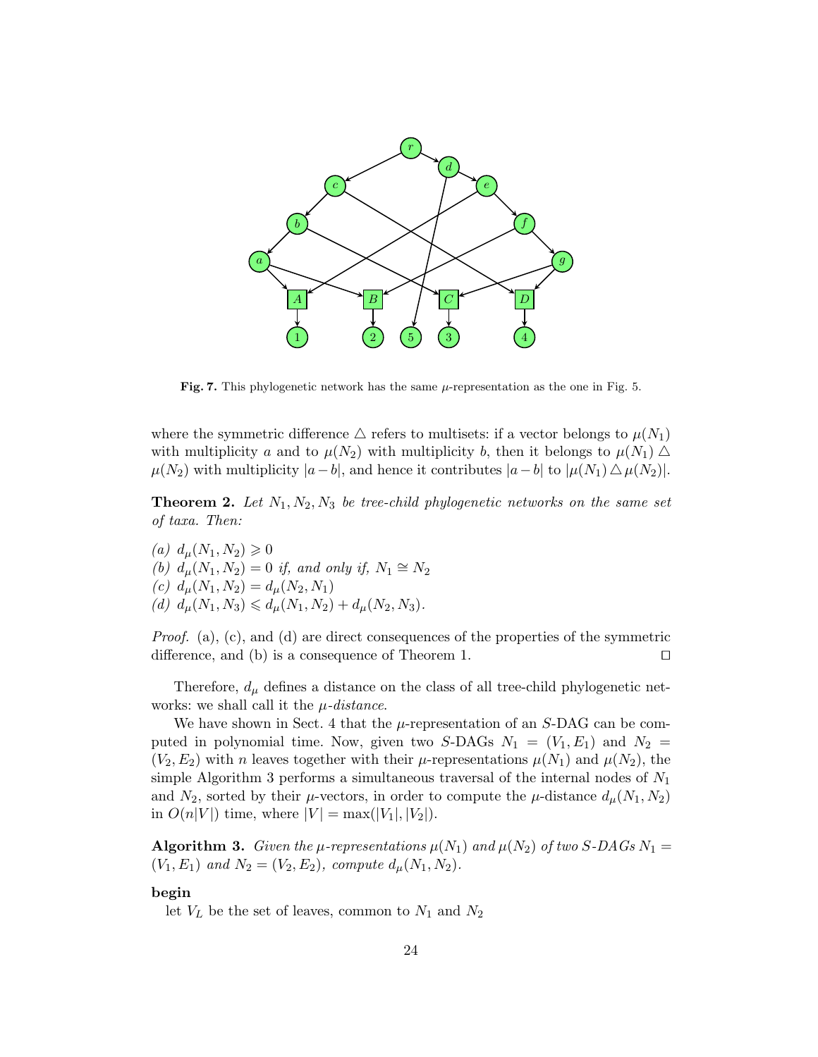**Fig. 7.** This phylogenetic network has the same $\mu$-representation as the one in Fig. 5.

where the symmetric difference $\triangle$ refers to multisets: if a vector belongs to $\mu(N_1)$ with multiplicity $a$ and to $\mu(N_2)$ with multiplicity $b$, then it belongs to $\mu(N_1) \triangle \mu(N_2)$ with multiplicity $|a-b|$, and hence it contributes $|a-b|$ to $|\mu(N_1) \triangle \mu(N_2)|$.

**Theorem 2.** *Let $N_1, N_2, N_3$ be tree-child phylogenetic networks on the same set of taxa. Then:*

*(a)* $d_\mu(N_1, N_2) \geqslant 0$
*(b)* $d_\mu(N_1, N_2) = 0$ *if, and only if,* $N_1 \cong N_2$
*(c)* $d_\mu(N_1, N_2) = d_\mu(N_2, N_1)$
*(d)* $d_\mu(N_1, N_3) \leqslant d_\mu(N_1, N_2) + d_\mu(N_2, N_3)$.

*Proof.* (a), (c), and (d) are direct consequences of the properties of the symmetric difference, and (b) is a consequence of Theorem 1. ☐

Therefore, $d_\mu$ defines a distance on the class of all tree-child phylogenetic networks: we shall call it the *$\mu$-distance*.

We have shown in Sect. 4 that the $\mu$-representation of an $S$-DAG can be computed in polynomial time. Now, given two $S$-DAGs $N_1 = (V_1, E_1)$ and $N_2 = (V_2, E_2)$ with $n$ leaves together with their $\mu$-representations $\mu(N_1)$ and $\mu(N_2)$, the simple Algorithm 3 performs a simultaneous traversal of the internal nodes of $N_1$ and $N_2$, sorted by their $\mu$-vectors, in order to compute the $\mu$-distance $d_\mu(N_1, N_2)$ in $O(n|V|)$ time, where $|V| = \max(|V_1|, |V_2|)$.

**Algorithm 3.** *Given the $\mu$-representations $\mu(N_1)$ and $\mu(N_2)$ of two $S$-DAGs $N_1 = (V_1, E_1)$ and $N_2 = (V_2, E_2)$, compute $d_\mu(N_1, N_2)$.*

**begin**
  let $V_L$ be the set of leaves, common to $N_1$ and $N_2$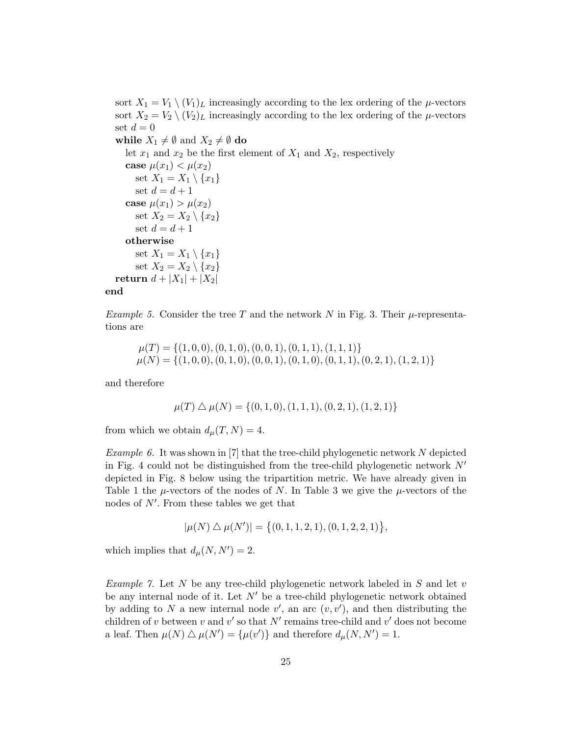```
  sort X_1 = V_1 \ (V_1)_L increasingly according to the lex ordering of the μ-vectors
  sort X_2 = V_2 \ (V_2)_L increasingly according to the lex ordering of the μ-vectors
  set d = 0
  while X_1 ≠ ∅ and X_2 ≠ ∅ do
    let x_1 and x_2 be the first element of X_1 and X_2, respectively
    case μ(x_1) < μ(x_2)
      set X_1 = X_1 \ {x_1}
      set d = d + 1
    case μ(x_1) > μ(x_2)
      set X_2 = X_2 \ {x_2}
      set d = d + 1
    otherwise
      set X_1 = X_1 \ {x_1}
      set X_2 = X_2 \ {x_2}
  return d + |X_1| + |X_2|
end
```

*Example 5.* Consider the tree $T$ and the network $N$ in Fig. 3. Their $\mu$-representations are

$$\mu(T) = \{(1,0,0),(0,1,0),(0,0,1),(0,1,1),(1,1,1)\}$$
$$\mu(N) = \{(1,0,0),(0,1,0),(0,0,1),(0,1,0),(0,1,1),(0,2,1),(1,2,1)\}$$

and therefore

$$\mu(T) \bigtriangleup \mu(N) = \{(0,1,0),(1,1,1),(0,2,1),(1,2,1)\}$$

from which we obtain $d_\mu(T,N) = 4$.

*Example 6.* It was shown in [7] that the tree-child phylogenetic network $N$ depicted in Fig. 4 could not be distinguished from the tree-child phylogenetic network $N'$ depicted in Fig. 8 below using the tripartition metric. We have already given in Table 1 the $\mu$-vectors of the nodes of $N$. In Table 3 we give the $\mu$-vectors of the nodes of $N'$. From these tables we get that

$$|\mu(N) \bigtriangleup \mu(N')| = \big\{(0,1,1,2,1),(0,1,2,2,1)\big\},$$

which implies that $d_\mu(N,N') = 2$.

*Example 7.* Let $N$ be any tree-child phylogenetic network labeled in $S$ and let $v$ be any internal node of it. Let $N'$ be a tree-child phylogenetic network obtained by adding to $N$ a new internal node $v'$, an arc $(v,v')$, and then distributing the children of $v$ between $v$ and $v'$ so that $N'$ remains tree-child and $v'$ does not become a leaf. Then $\mu(N) \bigtriangleup \mu(N') = \{\mu(v')\}$ and therefore $d_\mu(N,N') = 1$.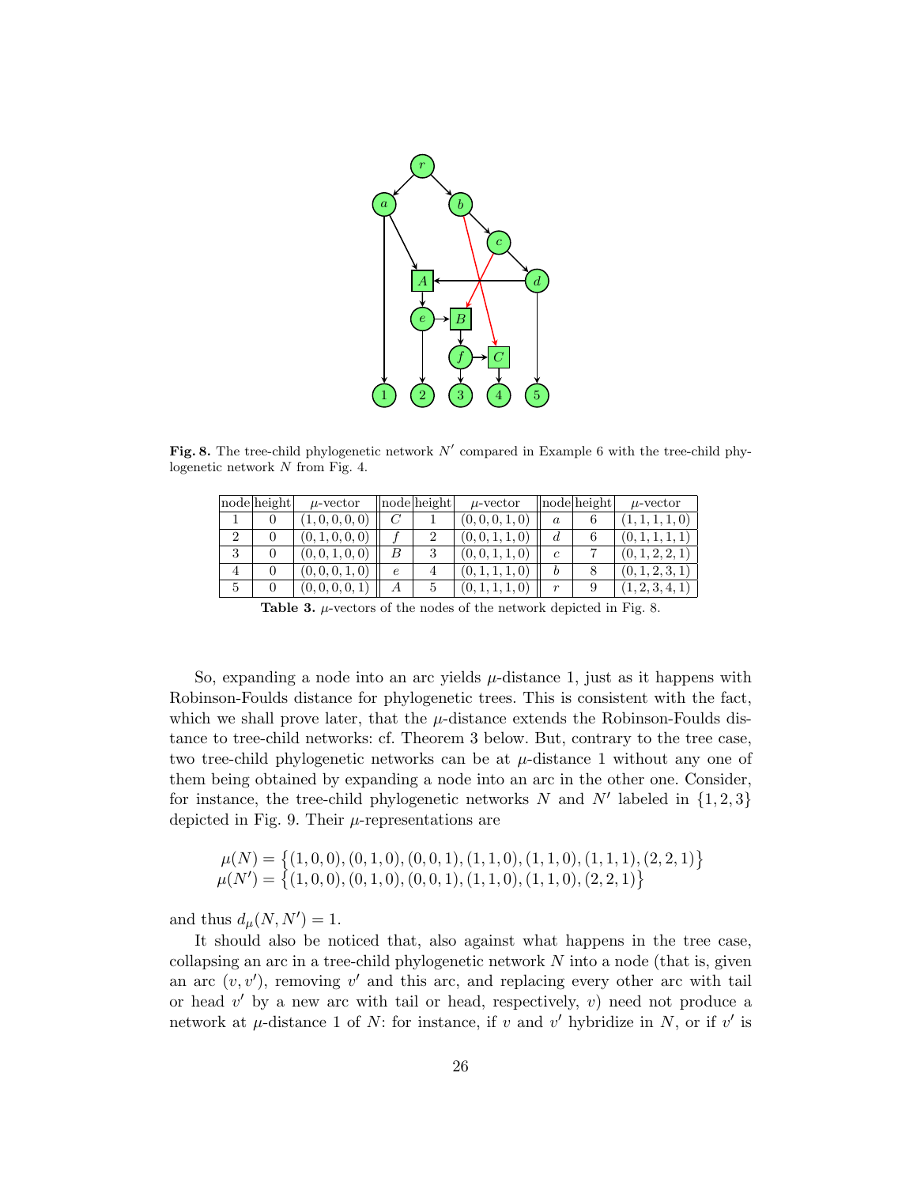**Fig. 8.** The tree-child phylogenetic network $N'$ compared in Example 6 with the tree-child phylogenetic network $N$ from Fig. 4.

| node | height | $\mu$-vector | node | height | $\mu$-vector | node | height | $\mu$-vector |
|---|---|---|---|---|---|---|---|---|
| 1 | 0 | $(1,0,0,0,0)$ | $C$ | 1 | $(0,0,0,1,0)$ | $a$ | 6 | $(1,1,1,1,0)$ |
| 2 | 0 | $(0,1,0,0,0)$ | $f$ | 2 | $(0,0,1,1,0)$ | $d$ | 6 | $(0,1,1,1,1)$ |
| 3 | 0 | $(0,0,1,0,0)$ | $B$ | 3 | $(0,0,1,1,0)$ | $c$ | 7 | $(0,1,2,2,1)$ |
| 4 | 0 | $(0,0,0,1,0)$ | $e$ | 4 | $(0,1,1,1,0)$ | $b$ | 8 | $(0,1,2,3,1)$ |
| 5 | 0 | $(0,0,0,0,1)$ | $A$ | 5 | $(0,1,1,1,0)$ | $r$ | 9 | $(1,2,3,4,1)$ |

**Table 3.** $\mu$-vectors of the nodes of the network depicted in Fig. 8.

So, expanding a node into an arc yields $\mu$-distance 1, just as it happens with Robinson-Foulds distance for phylogenetic trees. This is consistent with the fact, which we shall prove later, that the $\mu$-distance extends the Robinson-Foulds distance to tree-child networks: cf. Theorem 3 below. But, contrary to the tree case, two tree-child phylogenetic networks can be at $\mu$-distance 1 without any one of them being obtained by expanding a node into an arc in the other one. Consider, for instance, the tree-child phylogenetic networks $N$ and $N'$ labeled in $\{1,2,3\}$ depicted in Fig. 9. Their $\mu$-representations are

$$\mu(N) = \{(1,0,0),(0,1,0),(0,0,1),(1,1,0),(1,1,0),(1,1,1),(2,2,1)\}$$
$$\mu(N') = \{(1,0,0),(0,1,0),(0,0,1),(1,1,0),(1,1,0),(2,2,1)\}$$

and thus $d_\mu(N,N') = 1$.

It should also be noticed that, also against what happens in the tree case, collapsing an arc in a tree-child phylogenetic network $N$ into a node (that is, given an arc $(v,v')$, removing $v'$ and this arc, and replacing every other arc with tail or head $v'$ by a new arc with tail or head, respectively, $v$) need not produce a network at $\mu$-distance 1 of $N$: for instance, if $v$ and $v'$ hybridize in $N$, or if $v'$ is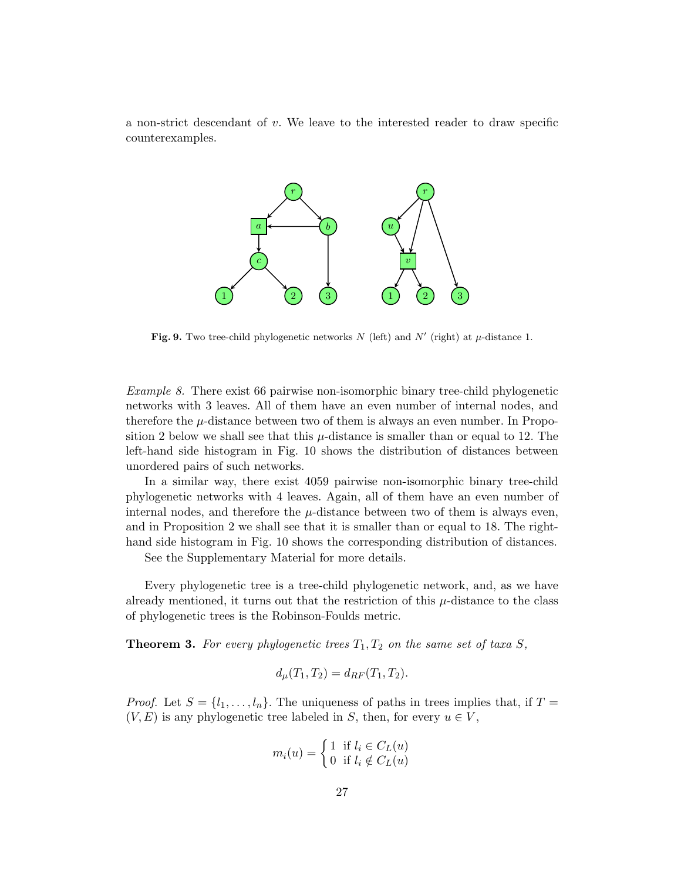a non-strict descendant of $v$. We leave to the interested reader to draw specific counterexamples.

**Fig. 9.** Two tree-child phylogenetic networks $N$ (left) and $N'$ (right) at $\mu$-distance 1.

*Example 8.* There exist 66 pairwise non-isomorphic binary tree-child phylogenetic networks with 3 leaves. All of them have an even number of internal nodes, and therefore the $\mu$-distance between two of them is always an even number. In Proposition 2 below we shall see that this $\mu$-distance is smaller than or equal to 12. The left-hand side histogram in Fig. 10 shows the distribution of distances between unordered pairs of such networks.

In a similar way, there exist 4059 pairwise non-isomorphic binary tree-child phylogenetic networks with 4 leaves. Again, all of them have an even number of internal nodes, and therefore the $\mu$-distance between two of them is always even, and in Proposition 2 we shall see that it is smaller than or equal to 18. The right-hand side histogram in Fig. 10 shows the corresponding distribution of distances.

See the Supplementary Material for more details.

Every phylogenetic tree is a tree-child phylogenetic network, and, as we have already mentioned, it turns out that the restriction of this $\mu$-distance to the class of phylogenetic trees is the Robinson-Foulds metric.

**Theorem 3.** *For every phylogenetic trees $T_1, T_2$ on the same set of taxa $S$,*

$$d_\mu(T_1, T_2) = d_{RF}(T_1, T_2).$$

*Proof.* Let $S = \{l_1, \ldots, l_n\}$. The uniqueness of paths in trees implies that, if $T = (V, E)$ is any phylogenetic tree labeled in $S$, then, for every $u \in V$,

$$m_i(u) = \begin{cases} 1 & \text{if } l_i \in C_L(u) \\ 0 & \text{if } l_i \notin C_L(u) \end{cases}$$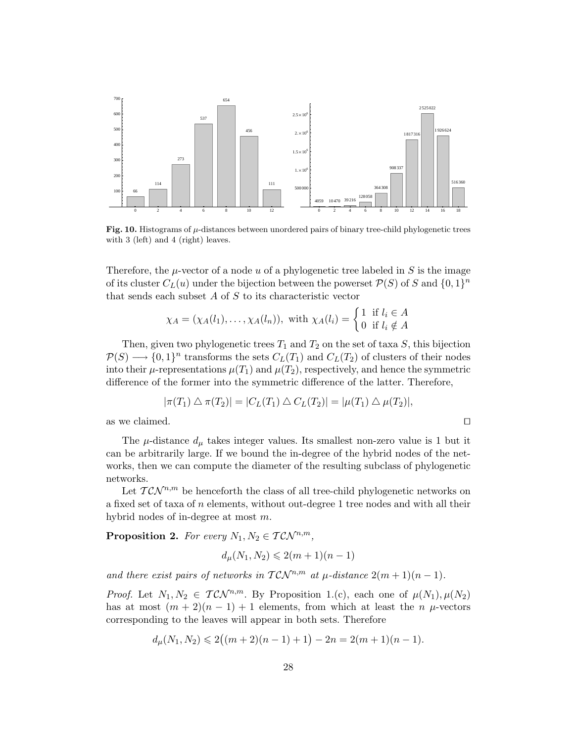**Fig. 10.** Histograms of $\mu$-distances between unordered pairs of binary tree-child phylogenetic trees with 3 (left) and 4 (right) leaves.

Therefore, the $\mu$-vector of a node $u$ of a phylogenetic tree labeled in $S$ is the image of its cluster $C_L(u)$ under the bijection between the powerset $\mathcal{P}(S)$ of $S$ and $\{0,1\}^n$ that sends each subset $A$ of $S$ to its characteristic vector

$$\chi_A = (\chi_A(l_1), \ldots, \chi_A(l_n)), \text{ with } \chi_A(l_i) = \begin{cases} 1 & \text{if } l_i \in A \\ 0 & \text{if } l_i \notin A \end{cases}$$

Then, given two phylogenetic trees $T_1$ and $T_2$ on the set of taxa $S$, this bijection $\mathcal{P}(S) \longrightarrow \{0,1\}^n$ transforms the sets $C_L(T_1)$ and $C_L(T_2)$ of clusters of their nodes into their $\mu$-representations $\mu(T_1)$ and $\mu(T_2)$, respectively, and hence the symmetric difference of the former into the symmetric difference of the latter. Therefore,

$$|\pi(T_1) \triangle \pi(T_2)| = |C_L(T_1) \triangle C_L(T_2)| = |\mu(T_1) \triangle \mu(T_2)|,$$

as we claimed. $\square$

The $\mu$-distance $d_\mu$ takes integer values. Its smallest non-zero value is 1 but it can be arbitrarily large. If we bound the in-degree of the hybrid nodes of the networks, then we can compute the diameter of the resulting subclass of phylogenetic networks.

Let $\mathcal{TCN}^{n,m}$ be henceforth the class of all tree-child phylogenetic networks on a fixed set of taxa of $n$ elements, without out-degree 1 tree nodes and with all their hybrid nodes of in-degree at most $m$.

**Proposition 2.** *For every $N_1, N_2 \in \mathcal{TCN}^{n,m}$,*

$$d_\mu(N_1, N_2) \leqslant 2(m+1)(n-1)$$

*and there exist pairs of networks in $\mathcal{TCN}^{n,m}$ at $\mu$-distance $2(m+1)(n-1)$.*

*Proof.* Let $N_1, N_2 \in \mathcal{TCN}^{n,m}$. By Proposition 1.(c), each one of $\mu(N_1), \mu(N_2)$ has at most $(m+2)(n-1)+1$ elements, from which at least the $n$ $\mu$-vectors corresponding to the leaves will appear in both sets. Therefore

$$d_\mu(N_1, N_2) \leqslant 2\big((m+2)(n-1)+1\big) - 2n = 2(m+1)(n-1).$$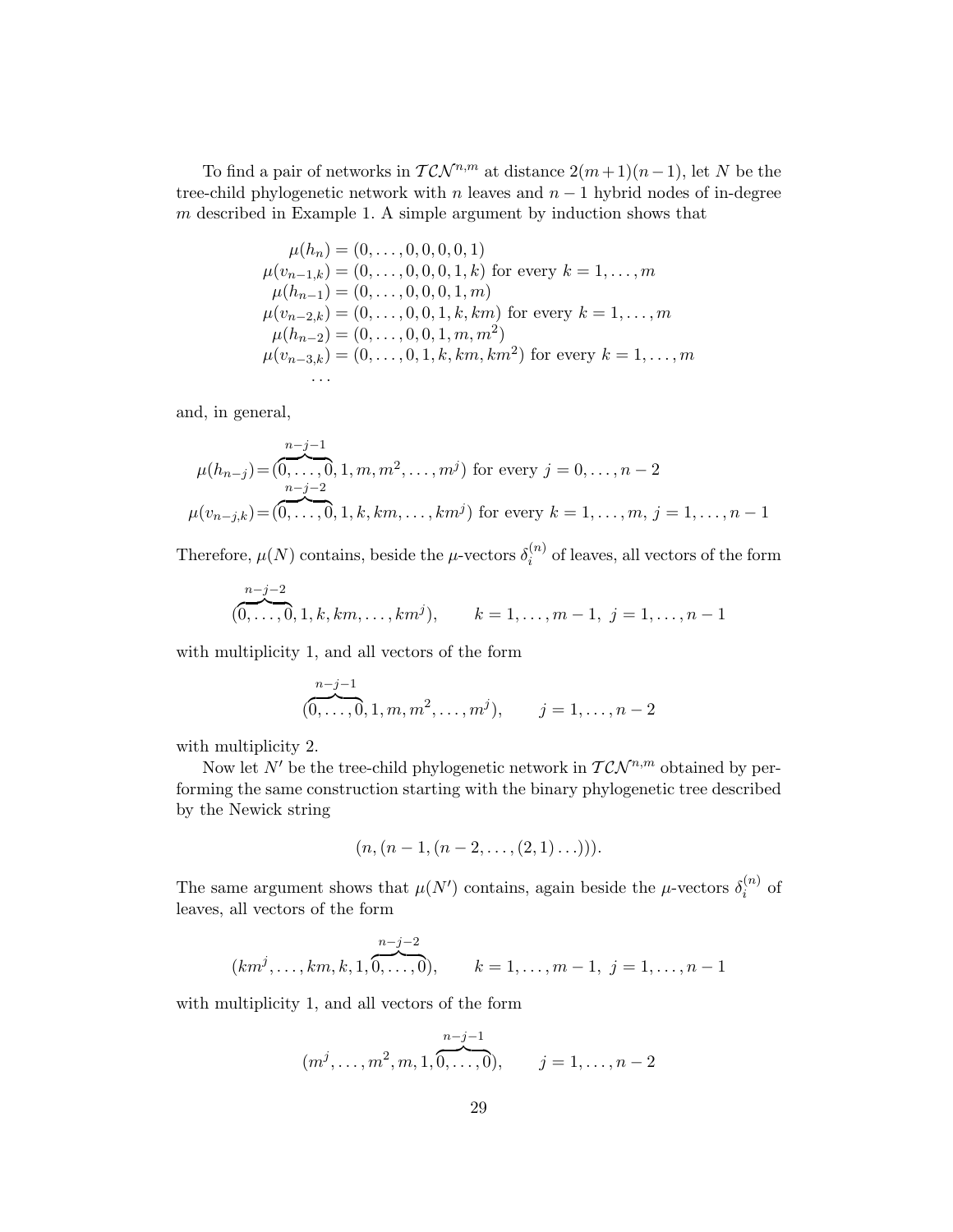To find a pair of networks in $\mathcal{TCN}^{n,m}$ at distance $2(m+1)(n-1)$, let $N$ be the tree-child phylogenetic network with $n$ leaves and $n-1$ hybrid nodes of in-degree $m$ described in Example 1. A simple argument by induction shows that

$$
\begin{aligned}
\mu(h_n) &= (0,\ldots,0,0,0,0,1)\\
\mu(v_{n-1,k}) &= (0,\ldots,0,0,0,1,k) \text{ for every } k=1,\ldots,m\\
\mu(h_{n-1}) &= (0,\ldots,0,0,0,1,m)\\
\mu(v_{n-2,k}) &= (0,\ldots,0,0,1,k,km) \text{ for every } k=1,\ldots,m\\
\mu(h_{n-2}) &= (0,\ldots,0,0,1,m,m^2)\\
\mu(v_{n-3,k}) &= (0,\ldots,0,1,k,km,km^2) \text{ for every } k=1,\ldots,m\\
&\cdots
\end{aligned}
$$

and, in general,

$$
\begin{aligned}
\mu(h_{n-j}) &= (\overbrace{0,\ldots,0}^{n-j-1},1,m,m^2,\ldots,m^j) \text{ for every } j=0,\ldots,n-2\\
\mu(v_{n-j,k}) &= (\overbrace{0,\ldots,0}^{n-j-2},1,k,km,\ldots,km^j) \text{ for every } k=1,\ldots,m,\ j=1,\ldots,n-1
\end{aligned}
$$

Therefore, $\mu(N)$ contains, beside the $\mu$-vectors $\delta_i^{(n)}$ of leaves, all vectors of the form

$$
(\overbrace{0,\ldots,0}^{n-j-2},1,k,km,\ldots,km^j), \qquad k=1,\ldots,m-1,\ j=1,\ldots,n-1
$$

with multiplicity 1, and all vectors of the form

$$
(\overbrace{0,\ldots,0}^{n-j-1},1,m,m^2,\ldots,m^j), \qquad j=1,\ldots,n-2
$$

with multiplicity 2.

Now let $N'$ be the tree-child phylogenetic network in $\mathcal{TCN}^{n,m}$ obtained by performing the same construction starting with the binary phylogenetic tree described by the Newick string

$$
(n,(n-1,(n-2,\ldots,(2,1)\ldots))).
$$

The same argument shows that $\mu(N')$ contains, again beside the $\mu$-vectors $\delta_i^{(n)}$ of leaves, all vectors of the form

$$
(km^j,\ldots,km,k,1,\overbrace{0,\ldots,0}^{n-j-2}), \qquad k=1,\ldots,m-1,\ j=1,\ldots,n-1
$$

with multiplicity 1, and all vectors of the form

$$
(m^j,\ldots,m^2,m,1,\overbrace{0,\ldots,0}^{n-j-1}), \qquad j=1,\ldots,n-2
$$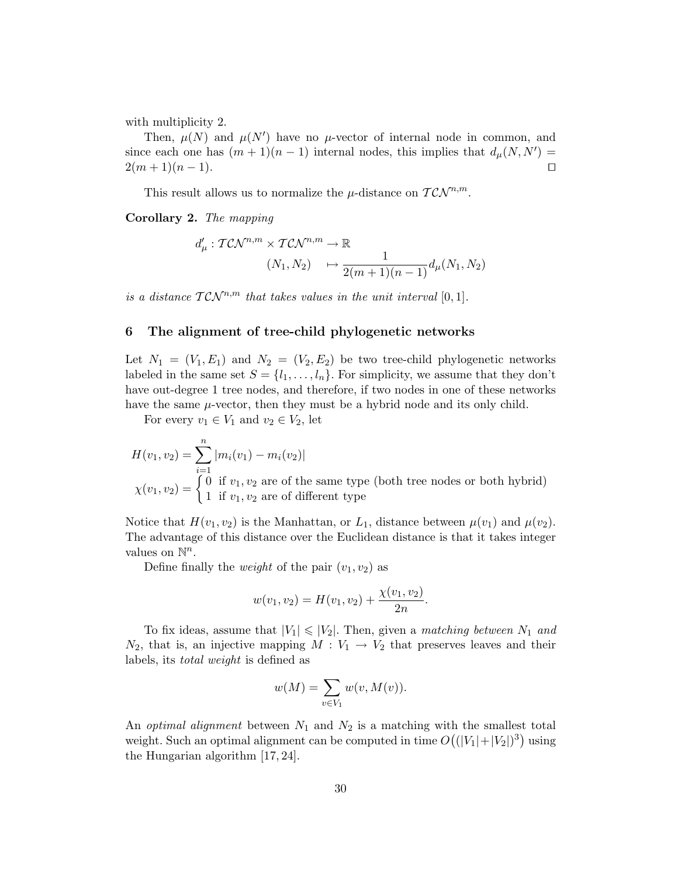with multiplicity 2.

Then, $\mu(N)$ and $\mu(N')$ have no $\mu$-vector of internal node in common, and since each one has $(m+1)(n-1)$ internal nodes, this implies that $d_\mu(N,N') = 2(m+1)(n-1)$. ☐

This result allows us to normalize the $\mu$-distance on $\mathcal{TCN}^{n,m}$.

**Corollary 2.** *The mapping*

$$d'_\mu : \mathcal{TCN}^{n,m} \times \mathcal{TCN}^{n,m} \to \mathbb{R}$$
$$(N_1, N_2) \mapsto \frac{1}{2(m+1)(n-1)} d_\mu(N_1, N_2)$$

*is a distance $\mathcal{TCN}^{n,m}$ that takes values in the unit interval $[0,1]$.*

## 6 The alignment of tree-child phylogenetic networks

Let $N_1 = (V_1, E_1)$ and $N_2 = (V_2, E_2)$ be two tree-child phylogenetic networks labeled in the same set $S = \{l_1, \ldots, l_n\}$. For simplicity, we assume that they don't have out-degree 1 tree nodes, and therefore, if two nodes in one of these networks have the same $\mu$-vector, then they must be a hybrid node and its only child.

For every $v_1 \in V_1$ and $v_2 \in V_2$, let

$$H(v_1, v_2) = \sum_{i=1}^{n} |m_i(v_1) - m_i(v_2)|$$
$$\chi(v_1, v_2) = \begin{cases} 0 & \text{if } v_1, v_2 \text{ are of the same type (both tree nodes or both hybrid)} \\ 1 & \text{if } v_1, v_2 \text{ are of different type} \end{cases}$$

Notice that $H(v_1, v_2)$ is the Manhattan, or $L_1$, distance between $\mu(v_1)$ and $\mu(v_2)$. The advantage of this distance over the Euclidean distance is that it takes integer values on $\mathbb{N}^n$.

Define finally the *weight* of the pair $(v_1, v_2)$ as

$$w(v_1, v_2) = H(v_1, v_2) + \frac{\chi(v_1, v_2)}{2n}.$$

To fix ideas, assume that $|V_1| \leqslant |V_2|$. Then, given a *matching between $N_1$ and $N_2$*, that is, an injective mapping $M : V_1 \to V_2$ that preserves leaves and their labels, its *total weight* is defined as

$$w(M) = \sum_{v \in V_1} w(v, M(v)).$$

An *optimal alignment* between $N_1$ and $N_2$ is a matching with the smallest total weight. Such an optimal alignment can be computed in time $O\big((|V_1|+|V_2|)^3\big)$ using the Hungarian algorithm [17, 24].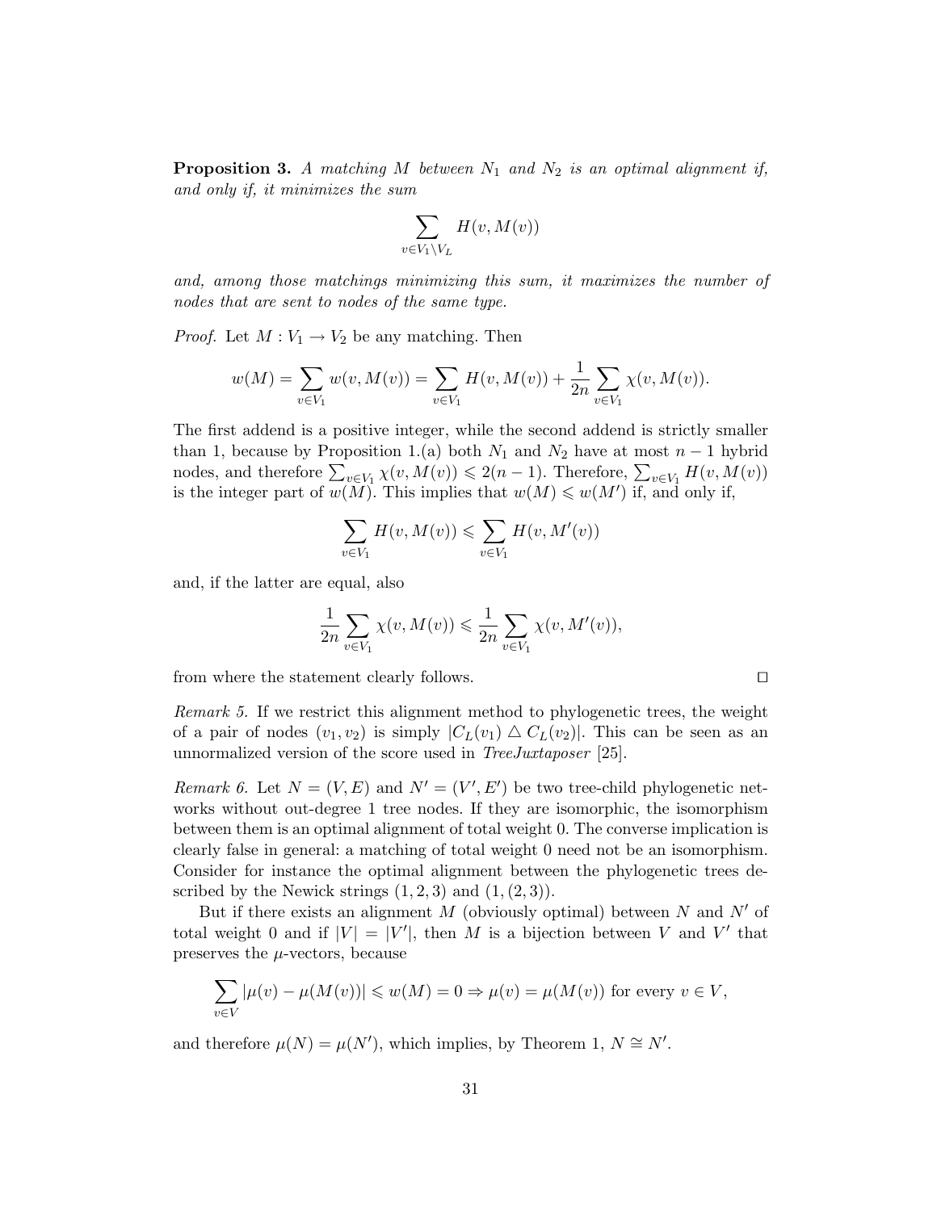**Proposition 3.** *A matching $M$ between $N_1$ and $N_2$ is an optimal alignment if, and only if, it minimizes the sum*

$$\sum_{v \in V_1 \setminus V_L} H(v, M(v))$$

*and, among those matchings minimizing this sum, it maximizes the number of nodes that are sent to nodes of the same type.*

*Proof.* Let $M : V_1 \to V_2$ be any matching. Then

$$w(M) = \sum_{v \in V_1} w(v, M(v)) = \sum_{v \in V_1} H(v, M(v)) + \frac{1}{2n} \sum_{v \in V_1} \chi(v, M(v)).$$

The first addend is a positive integer, while the second addend is strictly smaller than 1, because by Proposition 1.(a) both $N_1$ and $N_2$ have at most $n-1$ hybrid nodes, and therefore $\sum_{v \in V_1} \chi(v, M(v)) \leqslant 2(n-1)$. Therefore, $\sum_{v \in V_1} H(v, M(v))$ is the integer part of $w(M)$. This implies that $w(M) \leqslant w(M')$ if, and only if,

$$\sum_{v \in V_1} H(v, M(v)) \leqslant \sum_{v \in V_1} H(v, M'(v))$$

and, if the latter are equal, also

$$\frac{1}{2n} \sum_{v \in V_1} \chi(v, M(v)) \leqslant \frac{1}{2n} \sum_{v \in V_1} \chi(v, M'(v)),$$

from where the statement clearly follows. $\square$

*Remark 5.* If we restrict this alignment method to phylogenetic trees, the weight of a pair of nodes $(v_1, v_2)$ is simply $|C_L(v_1) \triangle C_L(v_2)|$. This can be seen as an unnormalized version of the score used in *TreeJuxtaposer* [25].

*Remark 6.* Let $N = (V, E)$ and $N' = (V', E')$ be two tree-child phylogenetic networks without out-degree 1 tree nodes. If they are isomorphic, the isomorphism between them is an optimal alignment of total weight 0. The converse implication is clearly false in general: a matching of total weight 0 need not be an isomorphism. Consider for instance the optimal alignment between the phylogenetic trees described by the Newick strings $(1, 2, 3)$ and $(1, (2, 3))$.

But if there exists an alignment $M$ (obviously optimal) between $N$ and $N'$ of total weight 0 and if $|V| = |V'|$, then $M$ is a bijection between $V$ and $V'$ that preserves the $\mu$-vectors, because

$$\sum_{v \in V} |\mu(v) - \mu(M(v))| \leqslant w(M) = 0 \Rightarrow \mu(v) = \mu(M(v)) \text{ for every } v \in V,$$

and therefore $\mu(N) = \mu(N')$, which implies, by Theorem 1, $N \cong N'$.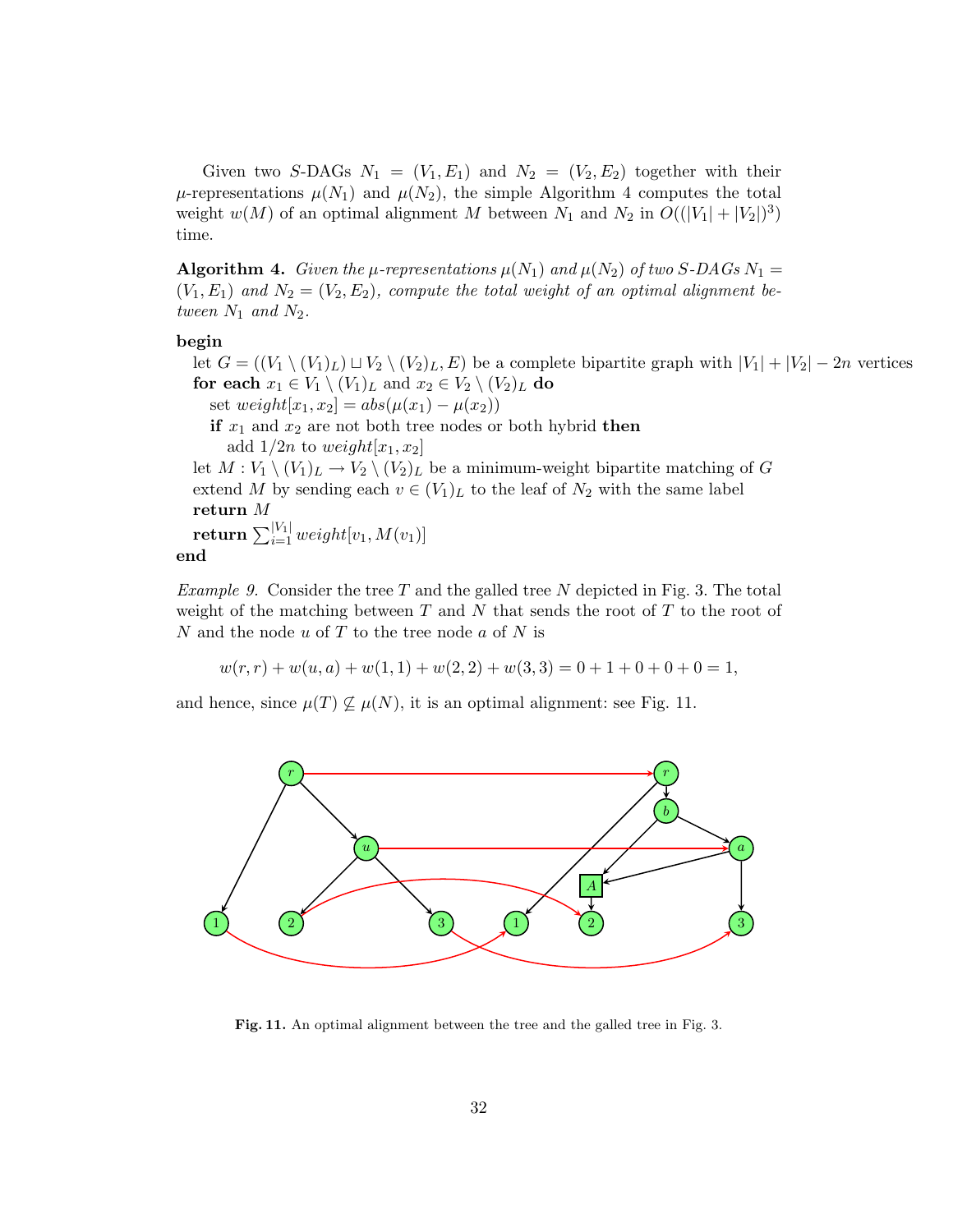Given two $S$-DAGs $N_1 = (V_1, E_1)$ and $N_2 = (V_2, E_2)$ together with their $\mu$-representations $\mu(N_1)$ and $\mu(N_2)$, the simple Algorithm 4 computes the total weight $w(M)$ of an optimal alignment $M$ between $N_1$ and $N_2$ in $O((|V_1| + |V_2|)^3)$ time.

**Algorithm 4.** *Given the $\mu$-representations $\mu(N_1)$ and $\mu(N_2)$ of two $S$-DAGs $N_1 = (V_1, E_1)$ and $N_2 = (V_2, E_2)$, compute the total weight of an optimal alignment between $N_1$ and $N_2$.*

**begin**  
  let $G = ((V_1 \setminus (V_1)_L) \sqcup V_2 \setminus (V_2)_L, E)$ be a complete bipartite graph with $|V_1| + |V_2| - 2n$ vertices  
  **for each** $x_1 \in V_1 \setminus (V_1)_L$ and $x_2 \in V_2 \setminus (V_2)_L$ **do**  
    set $weight[x_1, x_2] = abs(\mu(x_1) - \mu(x_2))$  
    **if** $x_1$ and $x_2$ are not both tree nodes or both hybrid **then**  
      add $1/2n$ to $weight[x_1, x_2]$  
  let $M : V_1 \setminus (V_1)_L \to V_2 \setminus (V_2)_L$ be a minimum-weight bipartite matching of $G$  
  extend $M$ by sending each $v \in (V_1)_L$ to the leaf of $N_2$ with the same label  
  **return** $M$  
  **return** $\sum_{i=1}^{|V_1|} weight[v_1, M(v_1)]$  
**end**

*Example 9.* Consider the tree $T$ and the galled tree $N$ depicted in Fig. 3. The total weight of the matching between $T$ and $N$ that sends the root of $T$ to the root of $N$ and the node $u$ of $T$ to the tree node $a$ of $N$ is

$$w(r, r) + w(u, a) + w(1, 1) + w(2, 2) + w(3, 3) = 0 + 1 + 0 + 0 + 0 = 1,$$

and hence, since $\mu(T) \not\subseteq \mu(N)$, it is an optimal alignment: see Fig. 11.

**Fig. 11.** An optimal alignment between the tree and the galled tree in Fig. 3.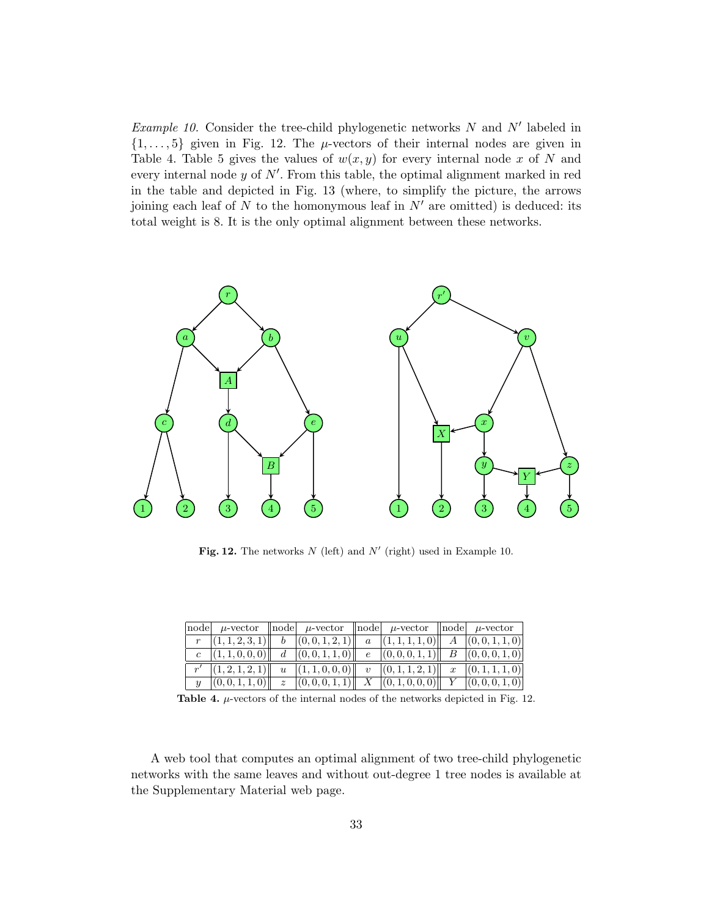*Example 10.* Consider the tree-child phylogenetic networks $N$ and $N'$ labeled in $\{1,\ldots,5\}$ given in Fig. 12. The $\mu$-vectors of their internal nodes are given in Table 4. Table 5 gives the values of $w(x,y)$ for every internal node $x$ of $N$ and every internal node $y$ of $N'$. From this table, the optimal alignment marked in red in the table and depicted in Fig. 13 (where, to simplify the picture, the arrows joining each leaf of $N$ to the homonymous leaf in $N'$ are omitted) is deduced: its total weight is 8. It is the only optimal alignment between these networks.

**Fig. 12.** The networks $N$ (left) and $N'$ (right) used in Example 10.

| node | $\mu$-vector | node | $\mu$-vector | node | $\mu$-vector | node | $\mu$-vector |
|---|---|---|---|---|---|---|---|
| $r$ | $(1,1,2,3,1)$ | $b$ | $(0,0,1,2,1)$ | $a$ | $(1,1,1,1,0)$ | $A$ | $(0,0,1,1,0)$ |
| $c$ | $(1,1,0,0,0)$ | $d$ | $(0,0,1,1,0)$ | $e$ | $(0,0,0,1,1)$ | $B$ | $(0,0,0,1,0)$ |
| $r'$ | $(1,2,1,2,1)$ | $u$ | $(1,1,0,0,0)$ | $v$ | $(0,1,1,2,1)$ | $x$ | $(0,1,1,1,0)$ |
| $y$ | $(0,0,1,1,0)$ | $z$ | $(0,0,0,1,1)$ | $X$ | $(0,1,0,0,0)$ | $Y$ | $(0,0,0,1,0)$ |

**Table 4.** $\mu$-vectors of the internal nodes of the networks depicted in Fig. 12.

A web tool that computes an optimal alignment of two tree-child phylogenetic networks with the same leaves and without out-degree 1 tree nodes is available at the Supplementary Material web page.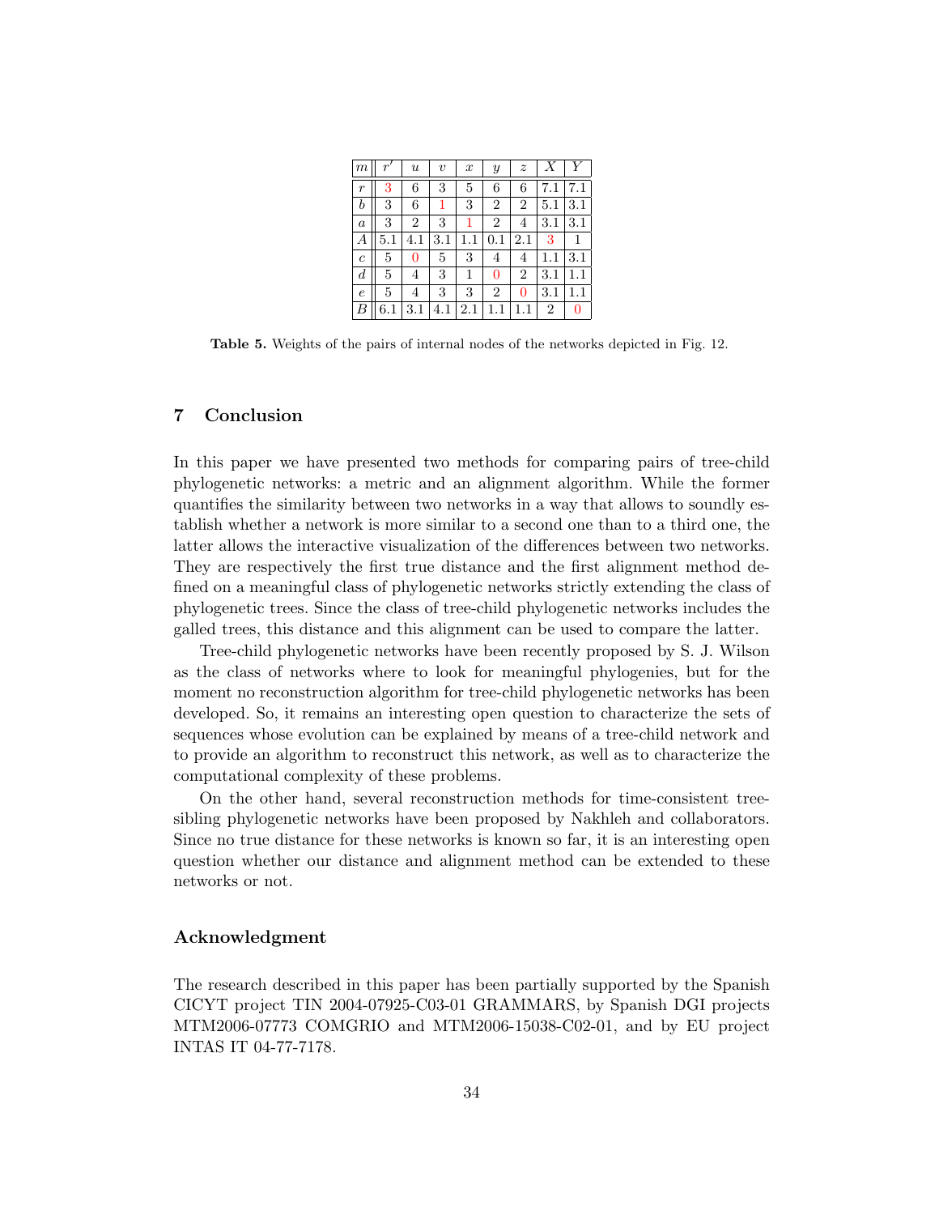| $m$ | $r'$ | $u$ | $v$ | $x$ | $y$ | $z$ | $X$ | $Y$ |
|---|---|---|---|---|---|---|---|---|
| $r$ | 3 | 6 | 3 | 5 | 6 | 6 | 7.1 | 7.1 |
| $b$ | 3 | 6 | 1 | 3 | 2 | 2 | 5.1 | 3.1 |
| $a$ | 3 | 2 | 3 | 1 | 2 | 4 | 3.1 | 3.1 |
| $A$ | 5.1 | 4.1 | 3.1 | 1.1 | 0.1 | 2.1 | 3 | 1 |
| $c$ | 5 | 0 | 5 | 3 | 4 | 4 | 1.1 | 3.1 |
| $d$ | 5 | 4 | 3 | 1 | 0 | 2 | 3.1 | 1.1 |
| $e$ | 5 | 4 | 3 | 3 | 2 | 0 | 3.1 | 1.1 |
| $B$ | 6.1 | 3.1 | 4.1 | 2.1 | 1.1 | 1.1 | 2 | 0 |

**Table 5.** Weights of the pairs of internal nodes of the networks depicted in Fig. 12.

## 7 Conclusion

In this paper we have presented two methods for comparing pairs of tree-child phylogenetic networks: a metric and an alignment algorithm. While the former quantifies the similarity between two networks in a way that allows to soundly establish whether a network is more similar to a second one than to a third one, the latter allows the interactive visualization of the differences between two networks. They are respectively the first true distance and the first alignment method defined on a meaningful class of phylogenetic networks strictly extending the class of phylogenetic trees. Since the class of tree-child phylogenetic networks includes the galled trees, this distance and this alignment can be used to compare the latter.

Tree-child phylogenetic networks have been recently proposed by S. J. Wilson as the class of networks where to look for meaningful phylogenies, but for the moment no reconstruction algorithm for tree-child phylogenetic networks has been developed. So, it remains an interesting open question to characterize the sets of sequences whose evolution can be explained by means of a tree-child network and to provide an algorithm to reconstruct this network, as well as to characterize the computational complexity of these problems.

On the other hand, several reconstruction methods for time-consistent tree-sibling phylogenetic networks have been proposed by Nakhleh and collaborators. Since no true distance for these networks is known so far, it is an interesting open question whether our distance and alignment method can be extended to these networks or not.

## Acknowledgment

The research described in this paper has been partially supported by the Spanish CICYT project TIN 2004-07925-C03-01 GRAMMARS, by Spanish DGI projects MTM2006-07773 COMGRIO and MTM2006-15038-C02-01, and by EU project INTAS IT 04-77-7178.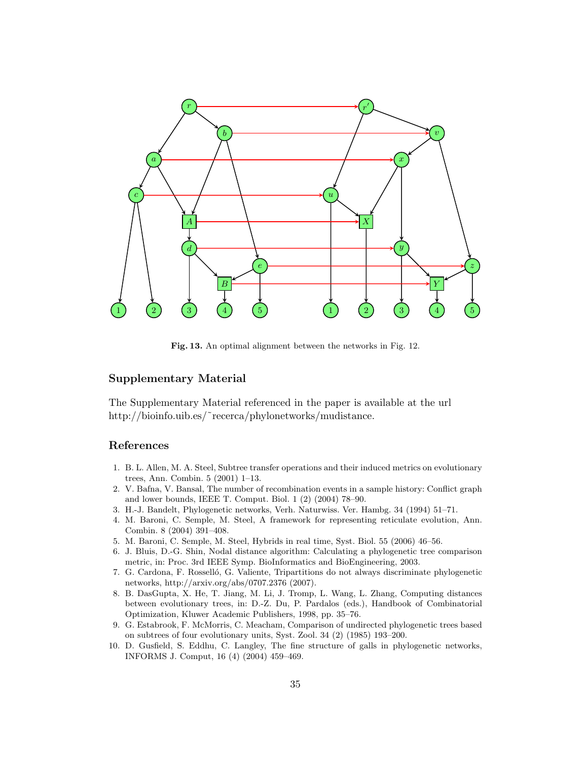**Fig. 13.** An optimal alignment between the networks in Fig. 12.

## Supplementary Material

The Supplementary Material referenced in the paper is available at the url http://bioinfo.uib.es/~recerca/phylonetworks/mudistance.

## References

1. B. L. Allen, M. A. Steel, Subtree transfer operations and their induced metrics on evolutionary trees, Ann. Combin. 5 (2001) 1–13.
2. V. Bafna, V. Bansal, The number of recombination events in a sample history: Conflict graph and lower bounds, IEEE T. Comput. Biol. 1 (2) (2004) 78–90.
3. H.-J. Bandelt, Phylogenetic networks, Verh. Naturwiss. Ver. Hambg. 34 (1994) 51–71.
4. M. Baroni, C. Semple, M. Steel, A framework for representing reticulate evolution, Ann. Combin. 8 (2004) 391–408.
5. M. Baroni, C. Semple, M. Steel, Hybrids in real time, Syst. Biol. 55 (2006) 46–56.
6. J. Bluis, D.-G. Shin, Nodal distance algorithm: Calculating a phylogenetic tree comparison metric, in: Proc. 3rd IEEE Symp. BioInformatics and BioEngineering, 2003.
7. G. Cardona, F. Rosselló, G. Valiente, Tripartitions do not always discriminate phylogenetic networks, http://arxiv.org/abs/0707.2376 (2007).
8. B. DasGupta, X. He, T. Jiang, M. Li, J. Tromp, L. Wang, L. Zhang, Computing distances between evolutionary trees, in: D.-Z. Du, P. Pardalos (eds.), Handbook of Combinatorial Optimization, Kluwer Academic Publishers, 1998, pp. 35–76.
9. G. Estabrook, F. McMorris, C. Meacham, Comparison of undirected phylogenetic trees based on subtrees of four evolutionary units, Syst. Zool. 34 (2) (1985) 193–200.
10. D. Gusfield, S. Eddhu, C. Langley, The fine structure of galls in phylogenetic networks, INFORMS J. Comput, 16 (4) (2004) 459–469.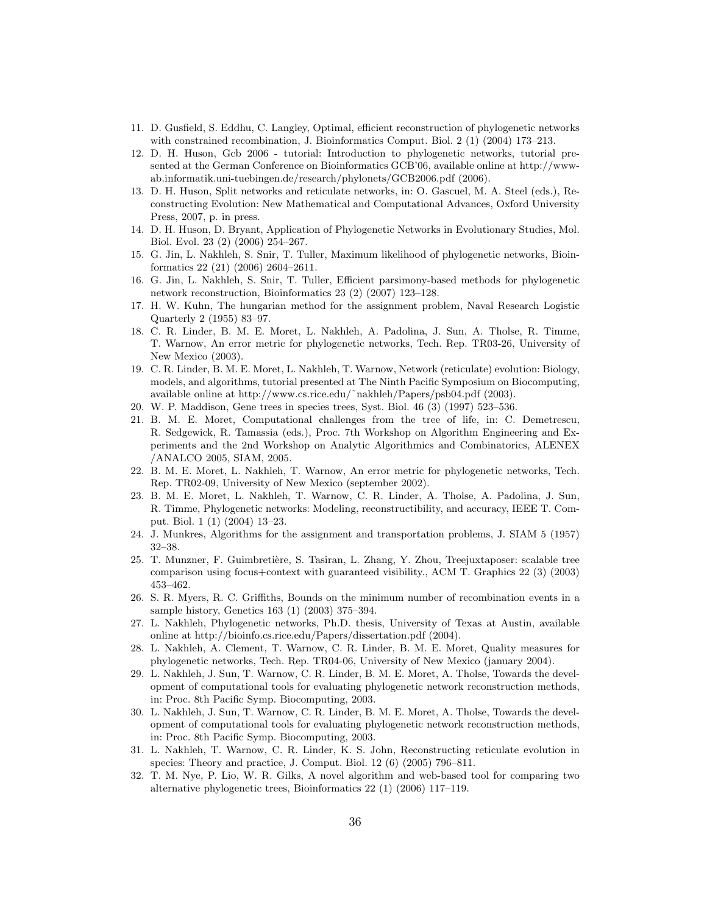11. D. Gusfield, S. Eddhu, C. Langley, Optimal, efficient reconstruction of phylogenetic networks with constrained recombination, J. Bioinformatics Comput. Biol. 2 (1) (2004) 173–213.
12. D. H. Huson, Gcb 2006 - tutorial: Introduction to phylogenetic networks, tutorial presented at the German Conference on Bioinformatics GCB'06, available online at http://www-ab.informatik.uni-tuebingen.de/research/phylonets/GCB2006.pdf (2006).
13. D. H. Huson, Split networks and reticulate networks, in: O. Gascuel, M. A. Steel (eds.), Reconstructing Evolution: New Mathematical and Computational Advances, Oxford University Press, 2007, p. in press.
14. D. H. Huson, D. Bryant, Application of Phylogenetic Networks in Evolutionary Studies, Mol. Biol. Evol. 23 (2) (2006) 254–267.
15. G. Jin, L. Nakhleh, S. Snir, T. Tuller, Maximum likelihood of phylogenetic networks, Bioinformatics 22 (21) (2006) 2604–2611.
16. G. Jin, L. Nakhleh, S. Snir, T. Tuller, Efficient parsimony-based methods for phylogenetic network reconstruction, Bioinformatics 23 (2) (2007) 123–128.
17. H. W. Kuhn, The hungarian method for the assignment problem, Naval Research Logistic Quarterly 2 (1955) 83–97.
18. C. R. Linder, B. M. E. Moret, L. Nakhleh, A. Padolina, J. Sun, A. Tholse, R. Timme, T. Warnow, An error metric for phylogenetic networks, Tech. Rep. TR03-26, University of New Mexico (2003).
19. C. R. Linder, B. M. E. Moret, L. Nakhleh, T. Warnow, Network (reticulate) evolution: Biology, models, and algorithms, tutorial presented at The Ninth Pacific Symposium on Biocomputing, available online at http://www.cs.rice.edu/~nakhleh/Papers/psb04.pdf (2003).
20. W. P. Maddison, Gene trees in species trees, Syst. Biol. 46 (3) (1997) 523–536.
21. B. M. E. Moret, Computational challenges from the tree of life, in: C. Demetrescu, R. Sedgewick, R. Tamassia (eds.), Proc. 7th Workshop on Algorithm Engineering and Experiments and the 2nd Workshop on Analytic Algorithmics and Combinatorics, ALENEX /ANALCO 2005, SIAM, 2005.
22. B. M. E. Moret, L. Nakhleh, T. Warnow, An error metric for phylogenetic networks, Tech. Rep. TR02-09, University of New Mexico (september 2002).
23. B. M. E. Moret, L. Nakhleh, T. Warnow, C. R. Linder, A. Tholse, A. Padolina, J. Sun, R. Timme, Phylogenetic networks: Modeling, reconstructibility, and accuracy, IEEE T. Comput. Biol. 1 (1) (2004) 13–23.
24. J. Munkres, Algorithms for the assignment and transportation problems, J. SIAM 5 (1957) 32–38.
25. T. Munzner, F. Guimbretière, S. Tasiran, L. Zhang, Y. Zhou, Treejuxtaposer: scalable tree comparison using focus+context with guaranteed visibility., ACM T. Graphics 22 (3) (2003) 453–462.
26. S. R. Myers, R. C. Griffiths, Bounds on the minimum number of recombination events in a sample history, Genetics 163 (1) (2003) 375–394.
27. L. Nakhleh, Phylogenetic networks, Ph.D. thesis, University of Texas at Austin, available online at http://bioinfo.cs.rice.edu/Papers/dissertation.pdf (2004).
28. L. Nakhleh, A. Clement, T. Warnow, C. R. Linder, B. M. E. Moret, Quality measures for phylogenetic networks, Tech. Rep. TR04-06, University of New Mexico (january 2004).
29. L. Nakhleh, J. Sun, T. Warnow, C. R. Linder, B. M. E. Moret, A. Tholse, Towards the development of computational tools for evaluating phylogenetic network reconstruction methods, in: Proc. 8th Pacific Symp. Biocomputing, 2003.
30. L. Nakhleh, J. Sun, T. Warnow, C. R. Linder, B. M. E. Moret, A. Tholse, Towards the development of computational tools for evaluating phylogenetic network reconstruction methods, in: Proc. 8th Pacific Symp. Biocomputing, 2003.
31. L. Nakhleh, T. Warnow, C. R. Linder, K. S. John, Reconstructing reticulate evolution in species: Theory and practice, J. Comput. Biol. 12 (6) (2005) 796–811.
32. T. M. Nye, P. Lio, W. R. Gilks, A novel algorithm and web-based tool for comparing two alternative phylogenetic trees, Bioinformatics 22 (1) (2006) 117–119.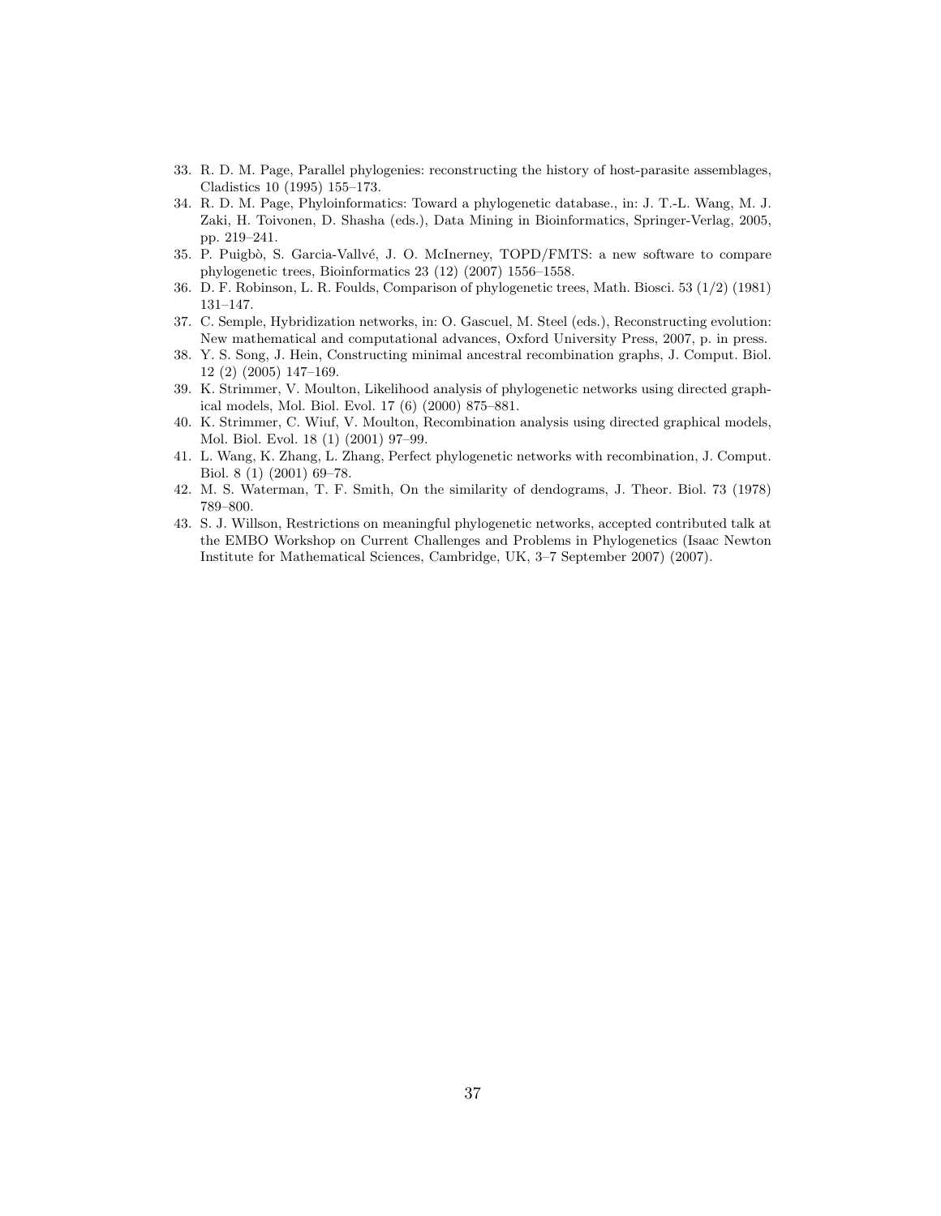33. R. D. M. Page, Parallel phylogenies: reconstructing the history of host-parasite assemblages, Cladistics 10 (1995) 155–173.
34. R. D. M. Page, Phyloinformatics: Toward a phylogenetic database., in: J. T.-L. Wang, M. J. Zaki, H. Toivonen, D. Shasha (eds.), Data Mining in Bioinformatics, Springer-Verlag, 2005, pp. 219–241.
35. P. Puigbò, S. Garcia-Vallvé, J. O. McInerney, TOPD/FMTS: a new software to compare phylogenetic trees, Bioinformatics 23 (12) (2007) 1556–1558.
36. D. F. Robinson, L. R. Foulds, Comparison of phylogenetic trees, Math. Biosci. 53 (1/2) (1981) 131–147.
37. C. Semple, Hybridization networks, in: O. Gascuel, M. Steel (eds.), Reconstructing evolution: New mathematical and computational advances, Oxford University Press, 2007, p. in press.
38. Y. S. Song, J. Hein, Constructing minimal ancestral recombination graphs, J. Comput. Biol. 12 (2) (2005) 147–169.
39. K. Strimmer, V. Moulton, Likelihood analysis of phylogenetic networks using directed graphical models, Mol. Biol. Evol. 17 (6) (2000) 875–881.
40. K. Strimmer, C. Wiuf, V. Moulton, Recombination analysis using directed graphical models, Mol. Biol. Evol. 18 (1) (2001) 97–99.
41. L. Wang, K. Zhang, L. Zhang, Perfect phylogenetic networks with recombination, J. Comput. Biol. 8 (1) (2001) 69–78.
42. M. S. Waterman, T. F. Smith, On the similarity of dendograms, J. Theor. Biol. 73 (1978) 789–800.
43. S. J. Willson, Restrictions on meaningful phylogenetic networks, accepted contributed talk at the EMBO Workshop on Current Challenges and Problems in Phylogenetics (Isaac Newton Institute for Mathematical Sciences, Cambridge, UK, 3–7 September 2007) (2007).